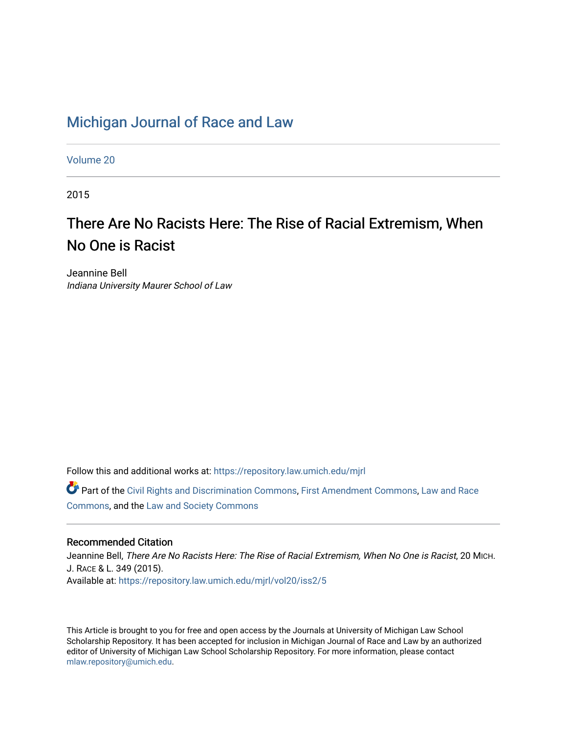# Michigan Journal of Race and Law

Volume 20

2015

## There Are No Racists Here: The Rise of Racial Extremism, When No One is Racist

Jeannine Bell
*Indiana University Maurer School of Law*

Follow this and additional works at: https://repository.law.umich.edu/mjrl

Part of the Civil Rights and Discrimination Commons, First Amendment Commons, Law and Race Commons, and the Law and Society Commons

### Recommended Citation

Jeannine Bell, *There Are No Racists Here: The Rise of Racial Extremism, When No One is Racist*, 20 MICH. J. RACE & L. 349 (2015).
Available at: https://repository.law.umich.edu/mjrl/vol20/iss2/5

This Article is brought to you for free and open access by the Journals at University of Michigan Law School Scholarship Repository. It has been accepted for inclusion in Michigan Journal of Race and Law by an authorized editor of University of Michigan Law School Scholarship Repository. For more information, please contact mlaw.repository@umich.edu.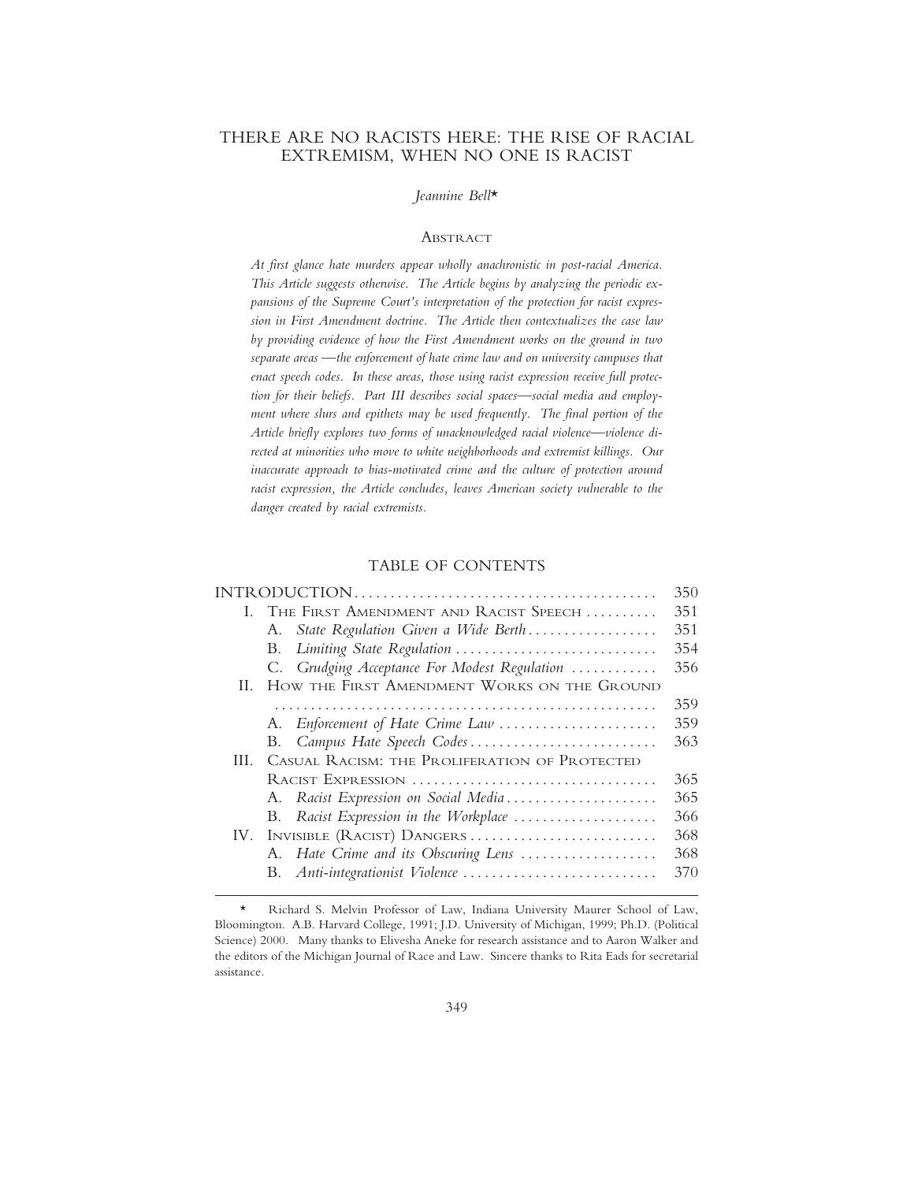# THERE ARE NO RACISTS HERE: THE RISE OF RACIAL EXTREMISM, WHEN NO ONE IS RACIST

*Jeannine Bell*\*

## Abstract

*At first glance hate murders appear wholly anachronistic in post-racial America. This Article suggests otherwise. The Article begins by analyzing the periodic expansions of the Supreme Court's interpretation of the protection for racist expression in First Amendment doctrine. The Article then contextualizes the case law by providing evidence of how the First Amendment works on the ground in two separate areas —the enforcement of hate crime law and on university campuses that enact speech codes. In these areas, those using racist expression receive full protection for their beliefs. Part III describes social spaces—social media and employment where slurs and epithets may be used frequently. The final portion of the Article briefly explores two forms of unacknowledged racial violence—violence directed at minorities who move to white neighborhoods and extremist killings. Our inaccurate approach to bias-motivated crime and the culture of protection around racist expression, the Article concludes, leaves American society vulnerable to the danger created by racial extremists.*

## TABLE OF CONTENTS

| | Page |
|---|---|
| INTRODUCTION | 350 |
| I. The First Amendment and Racist Speech | 351 |
| A. *State Regulation Given a Wide Berth* | 351 |
| B. *Limiting State Regulation* | 354 |
| C. *Grudging Acceptance For Modest Regulation* | 356 |
| II. How the First Amendment Works on the Ground | 359 |
| A. *Enforcement of Hate Crime Law* | 359 |
| B. *Campus Hate Speech Codes* | 363 |
| III. Casual Racism: the Proliferation of Protected Racist Expression | 365 |
| A. *Racist Expression on Social Media* | 365 |
| B. *Racist Expression in the Workplace* | 366 |
| IV. Invisible (Racist) Dangers | 368 |
| A. *Hate Crime and its Obscuring Lens* | 368 |
| B. *Anti-integrationist Violence* | 370 |

\* Richard S. Melvin Professor of Law, Indiana University Maurer School of Law, Bloomington. A.B. Harvard College, 1991; J.D. University of Michigan, 1999; Ph.D. (Political Science) 2000. Many thanks to Elivesha Aneke for research assistance and to Aaron Walker and the editors of the Michigan Journal of Race and Law. Sincere thanks to Rita Eads for secretarial assistance.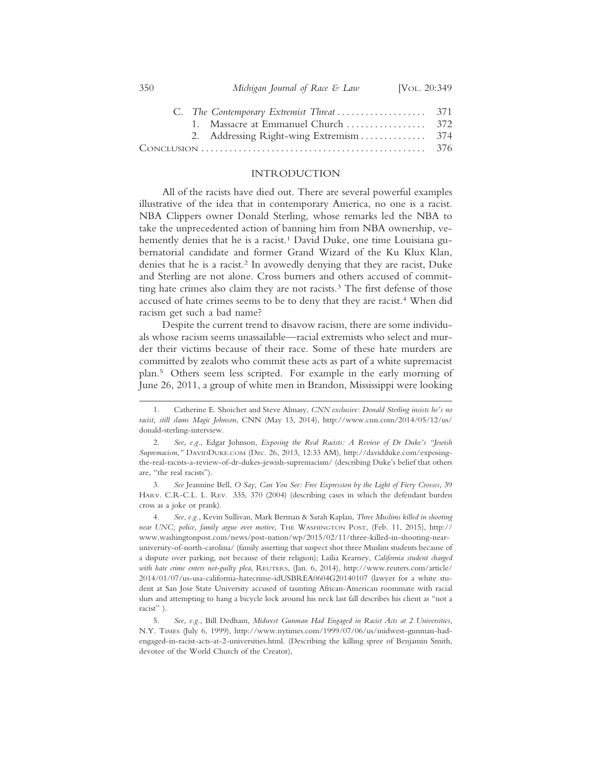C. *The Contemporary Extremist Threat* . . . . . . . . . . . . . . . . . . . 371
   1. Massacre at Emmanuel Church . . . . . . . . . . . . . . . . 372
   2. Addressing Right-wing Extremism . . . . . . . . . . . . . . 374

CONCLUSION . . . . . . . . . . . . . . . . . . . . . . . . . . . . . . . . . . . . . . . . . . . . . . . 376

## INTRODUCTION

All of the racists have died out. There are several powerful examples illustrative of the idea that in contemporary America, no one is a racist. NBA Clippers owner Donald Sterling, whose remarks led the NBA to take the unprecedented action of banning him from NBA ownership, vehemently denies that he is a racist.[1] David Duke, one time Louisiana gubernatorial candidate and former Grand Wizard of the Ku Klux Klan, denies that he is a racist.[2] In avowedly denying that they are racist, Duke and Sterling are not alone. Cross burners and others accused of committing hate crimes also claim they are not racists.[3] The first defense of those accused of hate crimes seems to be to deny that they are racist.[4] When did racism get such a bad name?

Despite the current trend to disavow racism, there are some individuals whose racism seems unassailable—racial extremists who select and murder their victims because of their race. Some of these hate murders are committed by zealots who commit these acts as part of a white supremacist plan.[5] Others seem less scripted. For example in the early morning of June 26, 2011, a group of white men in Brandon, Mississippi were looking

---

1. Catherine E. Shoichet and Steve Almasy, *CNN exclusive: Donald Sterling insists he's no racist, still slams Magic Johnson*, CNN (May 13, 2014), http://www.cnn.com/2014/05/12/us/donald-sterling-interview.

2. *See, e.g.*, Edgar Johnson, *Exposing the Real Racists: A Review of Dr Duke's "Jewish Supremacism,"* DAVIDDUKE.COM (Dec. 26, 2013, 12:33 AM), http://davidduke.com/exposing-the-real-racists-a-review-of-dr-dukes-jewish-supremacism/ (describing Duke's belief that others are, "the real racists").

3. *See* Jeannine Bell, *O Say, Can You See: Free Expression by the Light of Fiery Crosses*, 39 HARV. C.R-C.L. L. REV. 335, 370 (2004) (describing cases in which the defendant burden cross as a joke or prank).

4. *See, e.g.*, Kevin Sullivan, Mark Berman & Sarah Kaplan, *Three Muslims killed in shooting near UNC; police, family argue over motive*, THE WASHINGTON POST, (Feb. 11, 2015), http://www.washingtonpost.com/news/post-nation/wp/2015/02/11/three-killed-in-shooting-near-university-of-north-carolina/ (family asserting that suspect shot three Muslim students because of a dispute over parking, not because of their religion); Lailia Kearney, *California student charged with hate crime enters not-guilty plea*, REUTERS, (Jan. 6, 2014), http://www.reuters.com/article/2014/01/07/us-usa-california-hatecrime-idUSBREA0604G20140107 (lawyer for a white student at San Jose State University accused of taunting African-American roommate with racial slurs and attempting to hang a bicycle lock around his neck last fall describes his client as "not a racist" ).

5. *See, e.g.*, Bill Dedham, *Midwest Gunman Had Engaged in Racist Acts at 2 Universities*, N.Y. TIMES (July 6, 1999), http://www.nytimes.com/1999/07/06/us/midwest-gunman-had-engaged-in-racist-acts-at-2-universities.html. (Describing the killing spree of Benjamin Smith, devotee of the World Church of the Creator),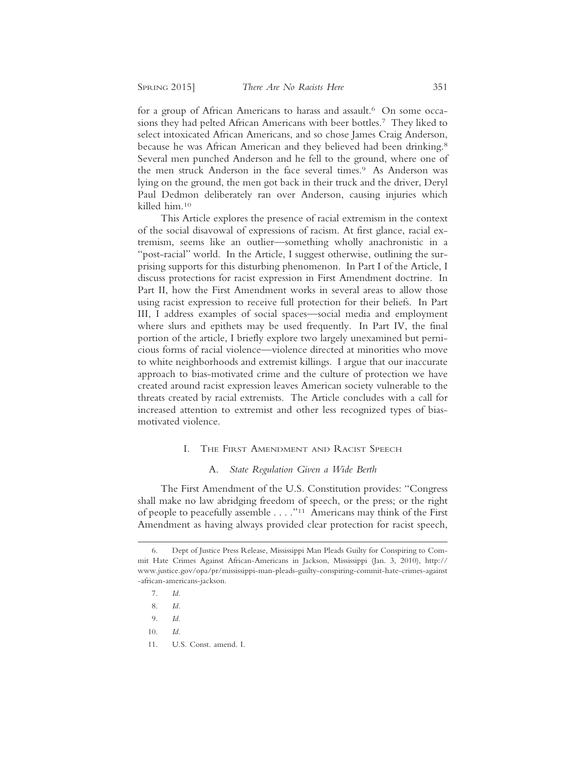for a group of African Americans to harass and assault.[6] On some occasions they had pelted African Americans with beer bottles.[7] They liked to select intoxicated African Americans, and so chose James Craig Anderson, because he was African American and they believed had been drinking.[8] Several men punched Anderson and he fell to the ground, where one of the men struck Anderson in the face several times.[9] As Anderson was lying on the ground, the men got back in their truck and the driver, Deryl Paul Dedmon deliberately ran over Anderson, causing injuries which killed him.[10]

This Article explores the presence of racial extremism in the context of the social disavowal of expressions of racism. At first glance, racial extremism, seems like an outlier—something wholly anachronistic in a "post-racial" world. In the Article, I suggest otherwise, outlining the surprising supports for this disturbing phenomenon. In Part I of the Article, I discuss protections for racist expression in First Amendment doctrine. In Part II, how the First Amendment works in several areas to allow those using racist expression to receive full protection for their beliefs. In Part III, I address examples of social spaces—social media and employment where slurs and epithets may be used frequently. In Part IV, the final portion of the article, I briefly explore two largely unexamined but pernicious forms of racial violence—violence directed at minorities who move to white neighborhoods and extremist killings. I argue that our inaccurate approach to bias-motivated crime and the culture of protection we have created around racist expression leaves American society vulnerable to the threats created by racial extremists. The Article concludes with a call for increased attention to extremist and other less recognized types of bias-motivated violence.

## I. The First Amendment and Racist Speech

### A. *State Regulation Given a Wide Berth*

The First Amendment of the U.S. Constitution provides: "Congress shall make no law abridging freedom of speech, or the press; or the right of people to peacefully assemble . . . ."[11] Americans may think of the First Amendment as having always provided clear protection for racist speech,

---

6. Dept of Justice Press Release, Mississippi Man Pleads Guilty for Conspiring to Commit Hate Crimes Against African-Americans in Jackson, Mississippi (Jan. 3, 2010), http://www.justice.gov/opa/pr/mississippi-man-pleads-guilty-conspiring-commit-hate-crimes-against-african-americans-jackson.

7. *Id.*

8. *Id.*

9. *Id.*

10. *Id.*

11. U.S. Const. amend. I.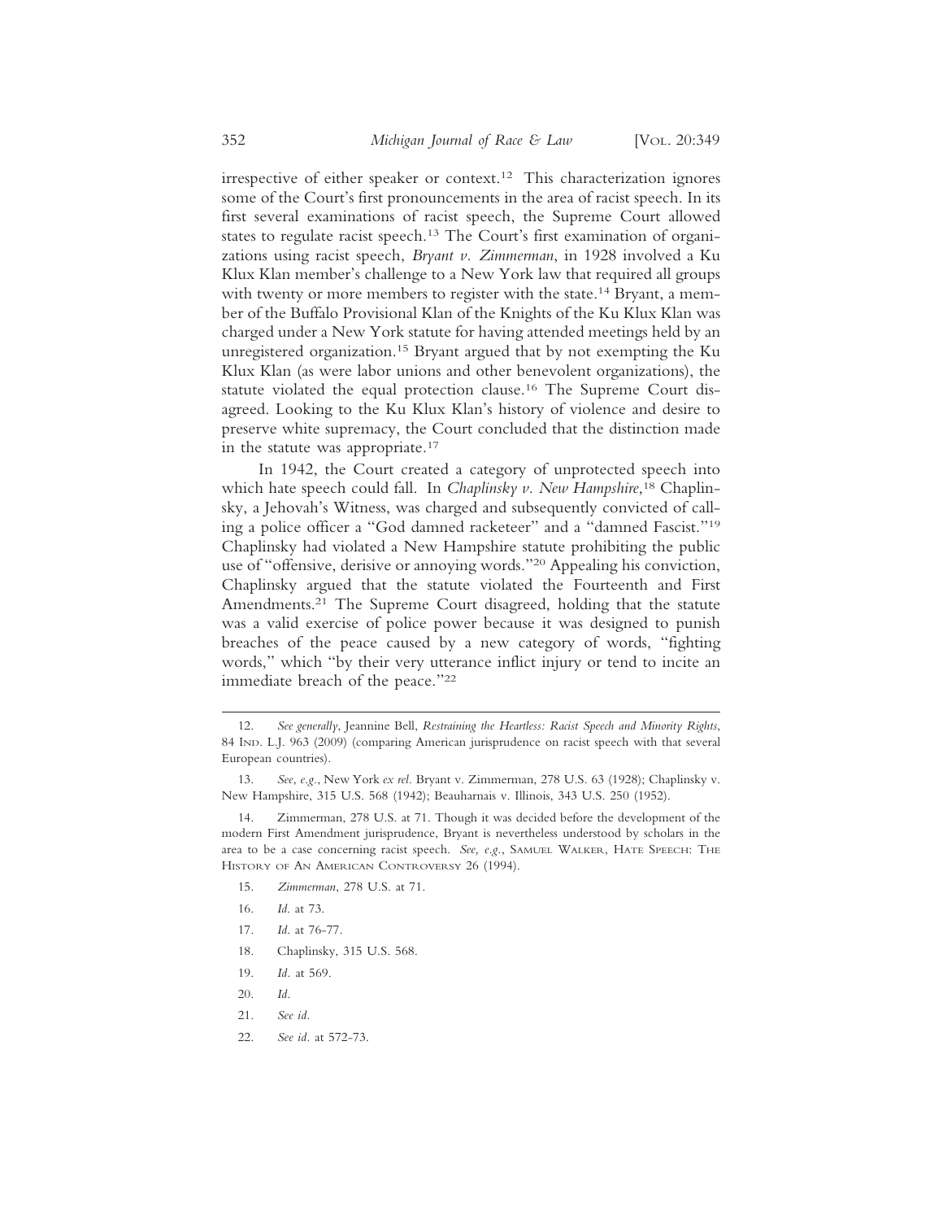irrespective of either speaker or context.[12] This characterization ignores some of the Court's first pronouncements in the area of racist speech. In its first several examinations of racist speech, the Supreme Court allowed states to regulate racist speech.[13] The Court's first examination of organizations using racist speech, *Bryant v. Zimmerman*, in 1928 involved a Ku Klux Klan member's challenge to a New York law that required all groups with twenty or more members to register with the state.[14] Bryant, a member of the Buffalo Provisional Klan of the Knights of the Ku Klux Klan was charged under a New York statute for having attended meetings held by an unregistered organization.[15] Bryant argued that by not exempting the Ku Klux Klan (as were labor unions and other benevolent organizations), the statute violated the equal protection clause.[16] The Supreme Court disagreed. Looking to the Ku Klux Klan's history of violence and desire to preserve white supremacy, the Court concluded that the distinction made in the statute was appropriate.[17]

In 1942, the Court created a category of unprotected speech into which hate speech could fall. In *Chaplinsky v. New Hampshire*,[18] Chaplinsky, a Jehovah's Witness, was charged and subsequently convicted of calling a police officer a "God damned racketeer" and a "damned Fascist."[19] Chaplinsky had violated a New Hampshire statute prohibiting the public use of "offensive, derisive or annoying words."[20] Appealing his conviction, Chaplinsky argued that the statute violated the Fourteenth and First Amendments.[21] The Supreme Court disagreed, holding that the statute was a valid exercise of police power because it was designed to punish breaches of the peace caused by a new category of words, "fighting words," which "by their very utterance inflict injury or tend to incite an immediate breach of the peace."[22]

---

12. *See generally*, Jeannine Bell, *Restraining the Heartless: Racist Speech and Minority Rights*, 84 Ind. L.J. 963 (2009) (comparing American jurisprudence on racist speech with that several European countries).

13. *See*, *e.g.*, New York *ex rel.* Bryant v. Zimmerman, 278 U.S. 63 (1928); Chaplinsky v. New Hampshire, 315 U.S. 568 (1942); Beauharnais v. Illinois, 343 U.S. 250 (1952).

14. Zimmerman, 278 U.S. at 71. Though it was decided before the development of the modern First Amendment jurisprudence, Bryant is nevertheless understood by scholars in the area to be a case concerning racist speech. *See, e.g.*, Samuel Walker, Hate Speech: The History of An American Controversy 26 (1994).

15. *Zimmerman*, 278 U.S. at 71.

16. *Id.* at 73.

17. *Id.* at 76-77.

18. Chaplinsky, 315 U.S. 568.

19. *Id.* at 569.

20. *Id.*

21. *See id.*

22. *See id.* at 572-73.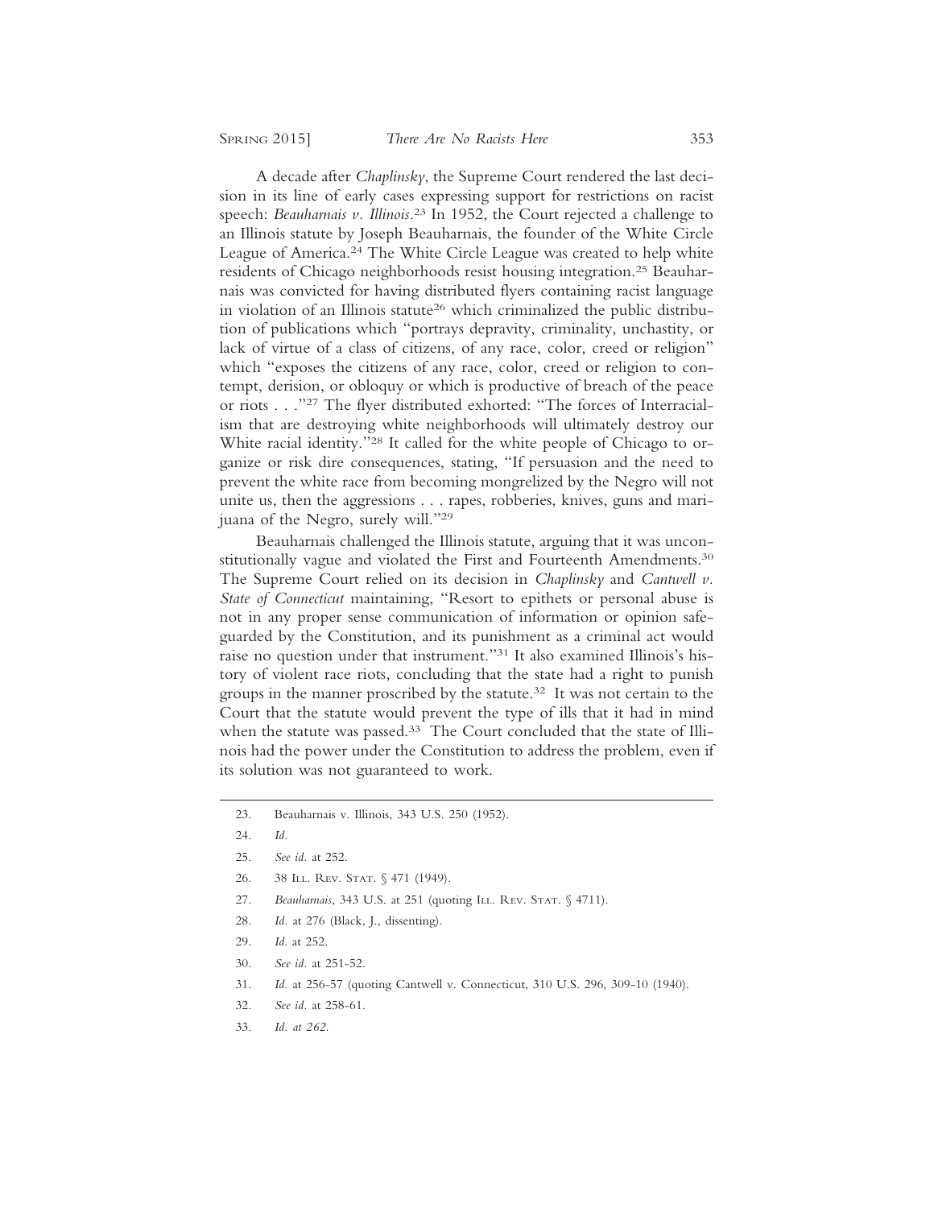A decade after *Chaplinsky*, the Supreme Court rendered the last decision in its line of early cases expressing support for restrictions on racist speech: *Beauharnais v. Illinois*.[23] In 1952, the Court rejected a challenge to an Illinois statute by Joseph Beauharnais, the founder of the White Circle League of America.[24] The White Circle League was created to help white residents of Chicago neighborhoods resist housing integration.[25] Beauharnais was convicted for having distributed flyers containing racist language in violation of an Illinois statute[26] which criminalized the public distribution of publications which "portrays depravity, criminality, unchastity, or lack of virtue of a class of citizens, of any race, color, creed or religion" which "exposes the citizens of any race, color, creed or religion to contempt, derision, or obloquy or which is productive of breach of the peace or riots . . ."[27] The flyer distributed exhorted: "The forces of Interracialism that are destroying white neighborhoods will ultimately destroy our White racial identity."[28] It called for the white people of Chicago to organize or risk dire consequences, stating, "If persuasion and the need to prevent the white race from becoming mongrelized by the Negro will not unite us, then the aggressions . . . rapes, robberies, knives, guns and marijuana of the Negro, surely will."[29]

Beauharnais challenged the Illinois statute, arguing that it was unconstitutionally vague and violated the First and Fourteenth Amendments.[30] The Supreme Court relied on its decision in *Chaplinsky* and *Cantwell v. State of Connecticut* maintaining, "Resort to epithets or personal abuse is not in any proper sense communication of information or opinion safeguarded by the Constitution, and its punishment as a criminal act would raise no question under that instrument."[31] It also examined Illinois's history of violent race riots, concluding that the state had a right to punish groups in the manner proscribed by the statute.[32] It was not certain to the Court that the statute would prevent the type of ills that it had in mind when the statute was passed.[33] The Court concluded that the state of Illinois had the power under the Constitution to address the problem, even if its solution was not guaranteed to work.

---

23. Beauharnais v. Illinois, 343 U.S. 250 (1952).
24. *Id.*
25. *See id.* at 252.
26. 38 Ill. Rev. Stat. § 471 (1949).
27. *Beauharnais*, 343 U.S. at 251 (quoting Ill. Rev. Stat. § 4711).
28. *Id.* at 276 (Black, J., dissenting).
29. *Id.* at 252.
30. *See id.* at 251-52.
31. *Id.* at 256-57 (quoting Cantwell v. Connecticut, 310 U.S. 296, 309-10 (1940).
32. *See id.* at 258-61.
33. *Id. at 262.*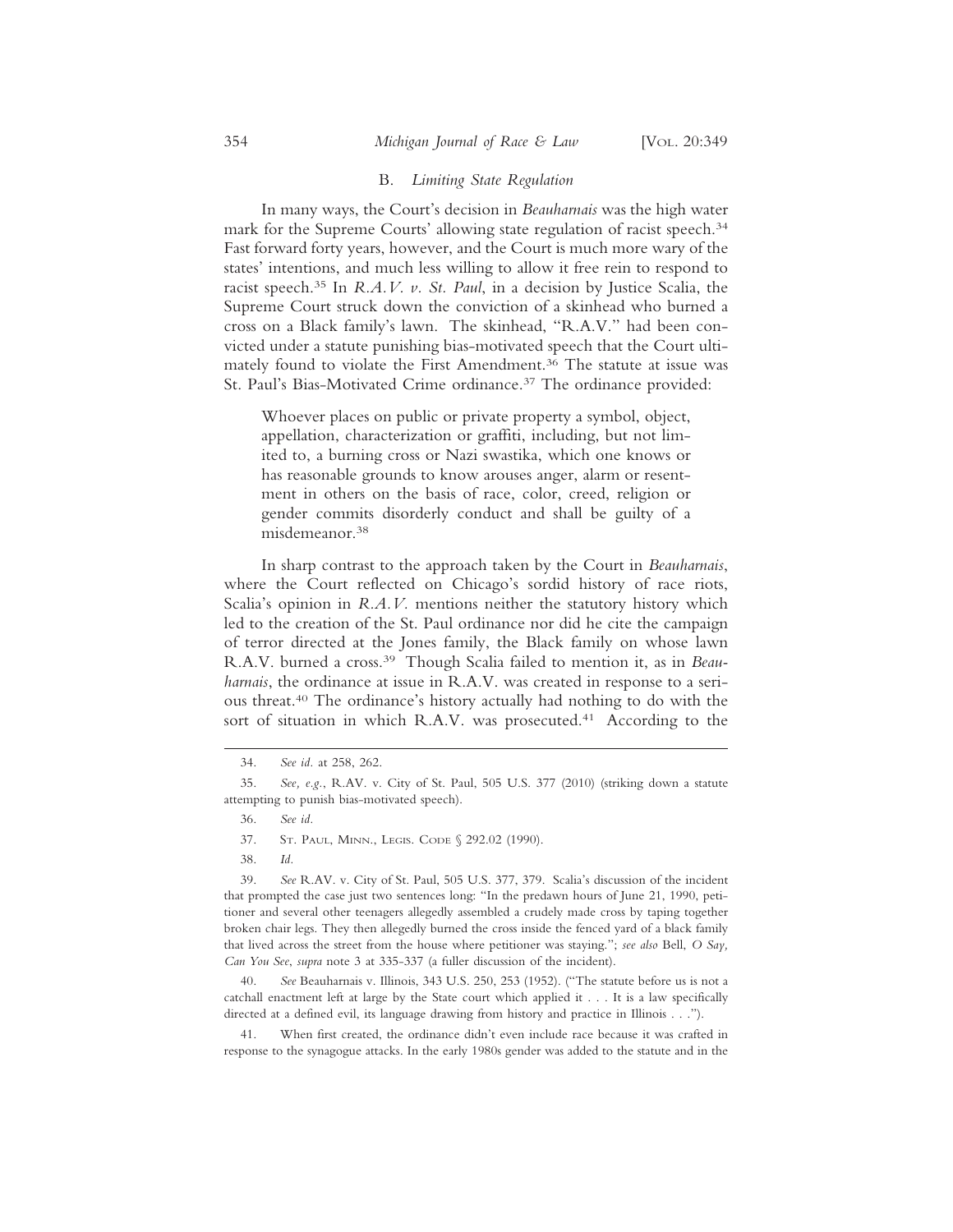### B. *Limiting State Regulation*

In many ways, the Court's decision in *Beauharnais* was the high water mark for the Supreme Courts' allowing state regulation of racist speech.[34] Fast forward forty years, however, and the Court is much more wary of the states' intentions, and much less willing to allow it free rein to respond to racist speech.[35] In *R.A.V. v. St. Paul*, in a decision by Justice Scalia, the Supreme Court struck down the conviction of a skinhead who burned a cross on a Black family's lawn. The skinhead, "R.A.V." had been convicted under a statute punishing bias-motivated speech that the Court ultimately found to violate the First Amendment.[36] The statute at issue was St. Paul's Bias-Motivated Crime ordinance.[37] The ordinance provided:

> Whoever places on public or private property a symbol, object, appellation, characterization or graffiti, including, but not limited to, a burning cross or Nazi swastika, which one knows or has reasonable grounds to know arouses anger, alarm or resentment in others on the basis of race, color, creed, religion or gender commits disorderly conduct and shall be guilty of a misdemeanor.[38]

In sharp contrast to the approach taken by the Court in *Beauharnais*, where the Court reflected on Chicago's sordid history of race riots, Scalia's opinion in *R.A.V.* mentions neither the statutory history which led to the creation of the St. Paul ordinance nor did he cite the campaign of terror directed at the Jones family, the Black family on whose lawn R.A.V. burned a cross.[39] Though Scalia failed to mention it, as in *Beauharnais*, the ordinance at issue in R.A.V. was created in response to a serious threat.[40] The ordinance's history actually had nothing to do with the sort of situation in which R.A.V. was prosecuted.[41] According to the

---

34. *See id.* at 258, 262.

35. *See, e.g.*, R.AV. v. City of St. Paul, 505 U.S. 377 (2010) (striking down a statute attempting to punish bias-motivated speech).

36. *See id.*

37. St. Paul, Minn., Legis. Code § 292.02 (1990).

38. *Id.*

39. *See* R.AV. v. City of St. Paul, 505 U.S. 377, 379. Scalia's discussion of the incident that prompted the case just two sentences long: "In the predawn hours of June 21, 1990, petitioner and several other teenagers allegedly assembled a crudely made cross by taping together broken chair legs. They then allegedly burned the cross inside the fenced yard of a black family that lived across the street from the house where petitioner was staying."; *see also* Bell, *O Say, Can You See*, *supra* note 3 at 335-337 (a fuller discussion of the incident).

40. *See* Beauharnais v. Illinois, 343 U.S. 250, 253 (1952). ("The statute before us is not a catchall enactment left at large by the State court which applied it . . . It is a law specifically directed at a defined evil, its language drawing from history and practice in Illinois . . .").

41. When first created, the ordinance didn't even include race because it was crafted in response to the synagogue attacks. In the early 1980s gender was added to the statute and in the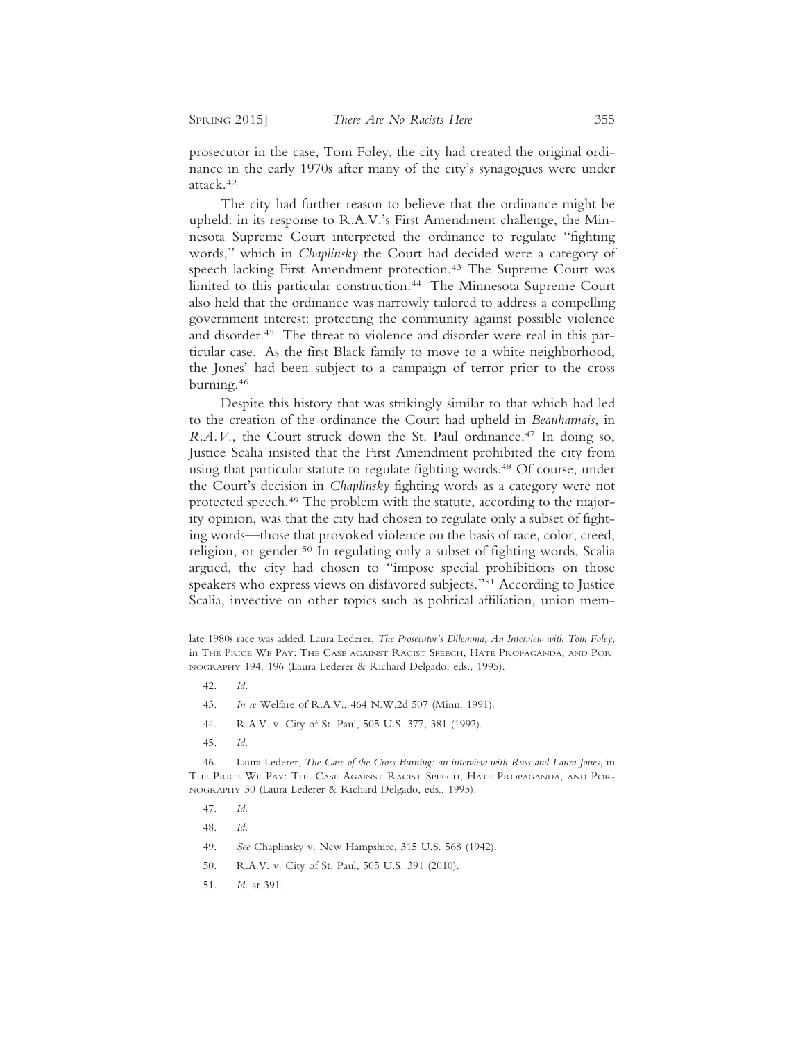prosecutor in the case, Tom Foley, the city had created the original ordinance in the early 1970s after many of the city's synagogues were under attack.[42]

The city had further reason to believe that the ordinance might be upheld: in its response to R.A.V.'s First Amendment challenge, the Minnesota Supreme Court interpreted the ordinance to regulate "fighting words," which in *Chaplinsky* the Court had decided were a category of speech lacking First Amendment protection.[43] The Supreme Court was limited to this particular construction.[44] The Minnesota Supreme Court also held that the ordinance was narrowly tailored to address a compelling government interest: protecting the community against possible violence and disorder.[45] The threat to violence and disorder were real in this particular case. As the first Black family to move to a white neighborhood, the Jones' had been subject to a campaign of terror prior to the cross burning.[46]

Despite this history that was strikingly similar to that which had led to the creation of the ordinance the Court had upheld in *Beauharnais*, in *R.A.V.*, the Court struck down the St. Paul ordinance.[47] In doing so, Justice Scalia insisted that the First Amendment prohibited the city from using that particular statute to regulate fighting words.[48] Of course, under the Court's decision in *Chaplinsky* fighting words as a category were not protected speech.[49] The problem with the statute, according to the majority opinion, was that the city had chosen to regulate only a subset of fighting words—those that provoked violence on the basis of race, color, creed, religion, or gender.[50] In regulating only a subset of fighting words, Scalia argued, the city had chosen to "impose special prohibitions on those speakers who express views on disfavored subjects."[51] According to Justice Scalia, invective on other topics such as political affiliation, union mem-

---

late 1980s race was added. Laura Lederer, *The Prosecutor's Dilemma, An Interview with Tom Foley*, in THE PRICE WE PAY: THE CASE AGAINST RACIST SPEECH, HATE PROPAGANDA, AND PORNOGRAPHY 194, 196 (Laura Lederer & Richard Delgado, eds., 1995).

42. *Id.*

43. *In re* Welfare of R.A.V., 464 N.W.2d 507 (Minn. 1991).

44. R.A.V. v. City of St. Paul, 505 U.S. 377, 381 (1992).

45. *Id.*

46. Laura Lederer, *The Case of the Cross Burning: an interview with Russ and Laura Jones*, in THE PRICE WE PAY: THE CASE AGAINST RACIST SPEECH, HATE PROPAGANDA, AND PORNOGRAPHY 30 (Laura Lederer & Richard Delgado, eds., 1995).

47. *Id.*

48. *Id.*

49. *See* Chaplinsky v. New Hampshire, 315 U.S. 568 (1942).

50. R.A.V. v. City of St. Paul, 505 U.S. 391 (2010).

51. *Id.* at 391.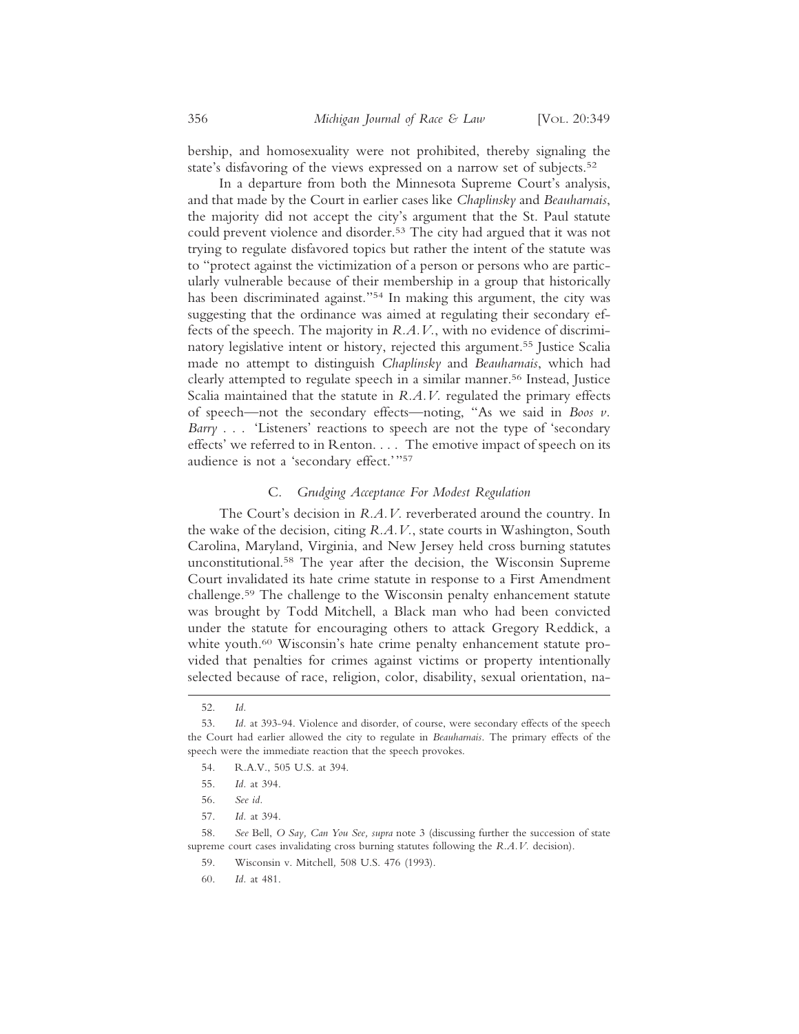bership, and homosexuality were not prohibited, thereby signaling the state's disfavoring of the views expressed on a narrow set of subjects.[52]

In a departure from both the Minnesota Supreme Court's analysis, and that made by the Court in earlier cases like *Chaplinsky* and *Beauharnais*, the majority did not accept the city's argument that the St. Paul statute could prevent violence and disorder.[53] The city had argued that it was not trying to regulate disfavored topics but rather the intent of the statute was to "protect against the victimization of a person or persons who are particularly vulnerable because of their membership in a group that historically has been discriminated against."[54] In making this argument, the city was suggesting that the ordinance was aimed at regulating their secondary effects of the speech. The majority in *R.A.V.*, with no evidence of discriminatory legislative intent or history, rejected this argument.[55] Justice Scalia made no attempt to distinguish *Chaplinsky* and *Beauharnais*, which had clearly attempted to regulate speech in a similar manner.[56] Instead, Justice Scalia maintained that the statute in *R.A.V.* regulated the primary effects of speech—not the secondary effects—noting, "As we said in *Boos v. Barry* . . . 'Listeners' reactions to speech are not the type of 'secondary effects' we referred to in Renton. . . . The emotive impact of speech on its audience is not a 'secondary effect.'"[57]

### C. *Grudging Acceptance For Modest Regulation*

The Court's decision in *R.A.V.* reverberated around the country. In the wake of the decision, citing *R.A.V.*, state courts in Washington, South Carolina, Maryland, Virginia, and New Jersey held cross burning statutes unconstitutional.[58] The year after the decision, the Wisconsin Supreme Court invalidated its hate crime statute in response to a First Amendment challenge.[59] The challenge to the Wisconsin penalty enhancement statute was brought by Todd Mitchell, a Black man who had been convicted under the statute for encouraging others to attack Gregory Reddick, a white youth.[60] Wisconsin's hate crime penalty enhancement statute provided that penalties for crimes against victims or property intentionally selected because of race, religion, color, disability, sexual orientation, na-

---

52. *Id.*

53. *Id.* at 393-94. Violence and disorder, of course, were secondary effects of the speech the Court had earlier allowed the city to regulate in *Beauharnais*. The primary effects of the speech were the immediate reaction that the speech provokes.

54. R.A.V., 505 U.S. at 394.

55. *Id.* at 394.

56. *See id.*

57. *Id.* at 394.

58. *See* Bell, *O Say, Can You See, supra* note 3 (discussing further the succession of state supreme court cases invalidating cross burning statutes following the *R.A.V.* decision).

59. Wisconsin v. Mitchell*,* 508 U.S. 476 (1993).

60. *Id.* at 481.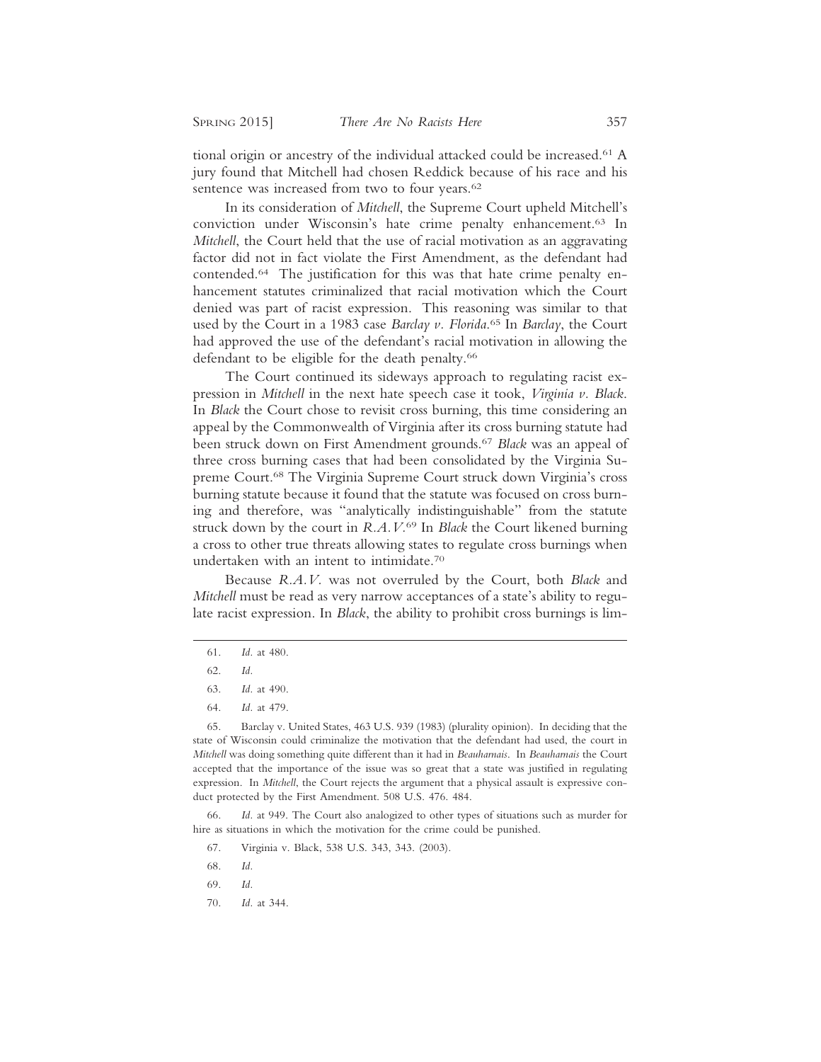tional origin or ancestry of the individual attacked could be increased.[61] A jury found that Mitchell had chosen Reddick because of his race and his sentence was increased from two to four years.[62]

In its consideration of *Mitchell*, the Supreme Court upheld Mitchell's conviction under Wisconsin's hate crime penalty enhancement.[63] In *Mitchell*, the Court held that the use of racial motivation as an aggravating factor did not in fact violate the First Amendment, as the defendant had contended.[64] The justification for this was that hate crime penalty enhancement statutes criminalized that racial motivation which the Court denied was part of racist expression. This reasoning was similar to that used by the Court in a 1983 case *Barclay v. Florida*.[65] In *Barclay*, the Court had approved the use of the defendant's racial motivation in allowing the defendant to be eligible for the death penalty.[66]

The Court continued its sideways approach to regulating racist expression in *Mitchell* in the next hate speech case it took, *Virginia v. Black*. In *Black* the Court chose to revisit cross burning, this time considering an appeal by the Commonwealth of Virginia after its cross burning statute had been struck down on First Amendment grounds.[67] *Black* was an appeal of three cross burning cases that had been consolidated by the Virginia Supreme Court.[68] The Virginia Supreme Court struck down Virginia's cross burning statute because it found that the statute was focused on cross burning and therefore, was "analytically indistinguishable" from the statute struck down by the court in *R.A.V.*[69] In *Black* the Court likened burning a cross to other true threats allowing states to regulate cross burnings when undertaken with an intent to intimidate.[70]

Because *R.A.V.* was not overruled by the Court, both *Black* and *Mitchell* must be read as very narrow acceptances of a state's ability to regulate racist expression. In *Black*, the ability to prohibit cross burnings is lim-

---

61. *Id.* at 480.

62. *Id.*

63. *Id.* at 490.

64. *Id.* at 479.

65. Barclay v. United States, 463 U.S. 939 (1983) (plurality opinion). In deciding that the state of Wisconsin could criminalize the motivation that the defendant had used, the court in *Mitchell* was doing something quite different than it had in *Beauharnais*. In *Beauharnais* the Court accepted that the importance of the issue was so great that a state was justified in regulating expression. In *Mitchell*, the Court rejects the argument that a physical assault is expressive conduct protected by the First Amendment. 508 U.S. 476. 484.

66. *Id.* at 949. The Court also analogized to other types of situations such as murder for hire as situations in which the motivation for the crime could be punished.

67. Virginia v. Black, 538 U.S. 343, 343. (2003).

68. *Id.*

69. *Id.*

70. *Id.* at 344.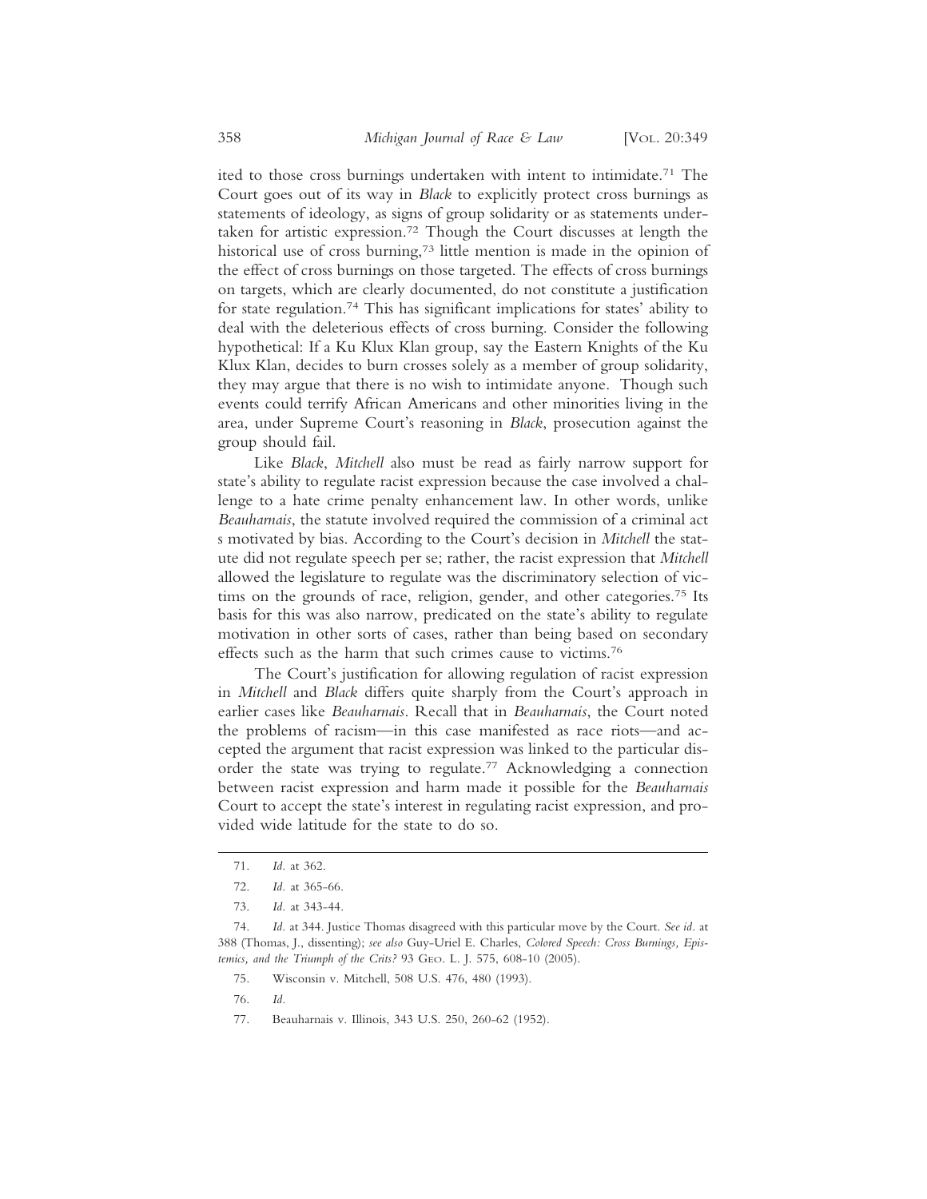ited to those cross burnings undertaken with intent to intimidate.[71] The Court goes out of its way in *Black* to explicitly protect cross burnings as statements of ideology, as signs of group solidarity or as statements undertaken for artistic expression.[72] Though the Court discusses at length the historical use of cross burning,[73] little mention is made in the opinion of the effect of cross burnings on those targeted. The effects of cross burnings on targets, which are clearly documented, do not constitute a justification for state regulation.[74] This has significant implications for states' ability to deal with the deleterious effects of cross burning. Consider the following hypothetical: If a Ku Klux Klan group, say the Eastern Knights of the Ku Klux Klan, decides to burn crosses solely as a member of group solidarity, they may argue that there is no wish to intimidate anyone. Though such events could terrify African Americans and other minorities living in the area, under Supreme Court's reasoning in *Black*, prosecution against the group should fail.

Like *Black*, *Mitchell* also must be read as fairly narrow support for state's ability to regulate racist expression because the case involved a challenge to a hate crime penalty enhancement law. In other words, unlike *Beauharnais*, the statute involved required the commission of a criminal act s motivated by bias. According to the Court's decision in *Mitchell* the statute did not regulate speech per se; rather, the racist expression that *Mitchell* allowed the legislature to regulate was the discriminatory selection of victims on the grounds of race, religion, gender, and other categories.[75] Its basis for this was also narrow, predicated on the state's ability to regulate motivation in other sorts of cases, rather than being based on secondary effects such as the harm that such crimes cause to victims.[76]

The Court's justification for allowing regulation of racist expression in *Mitchell* and *Black* differs quite sharply from the Court's approach in earlier cases like *Beauharnais*. Recall that in *Beauharnais*, the Court noted the problems of racism—in this case manifested as race riots—and accepted the argument that racist expression was linked to the particular disorder the state was trying to regulate.[77] Acknowledging a connection between racist expression and harm made it possible for the *Beauharnais* Court to accept the state's interest in regulating racist expression, and provided wide latitude for the state to do so.

---

71. *Id.* at 362.

72. *Id.* at 365-66.

73. *Id.* at 343-44.

74. *Id.* at 344. Justice Thomas disagreed with this particular move by the Court. *See id.* at 388 (Thomas, J., dissenting); *see also* Guy-Uriel E. Charles, *Colored Speech: Cross Burnings, Epistemics, and the Triumph of the Crits?* 93 Geo. L. J. 575, 608-10 (2005).

75. Wisconsin v. Mitchell, 508 U.S. 476, 480 (1993).

76. *Id.*

77. Beauharnais v. Illinois, 343 U.S. 250, 260-62 (1952).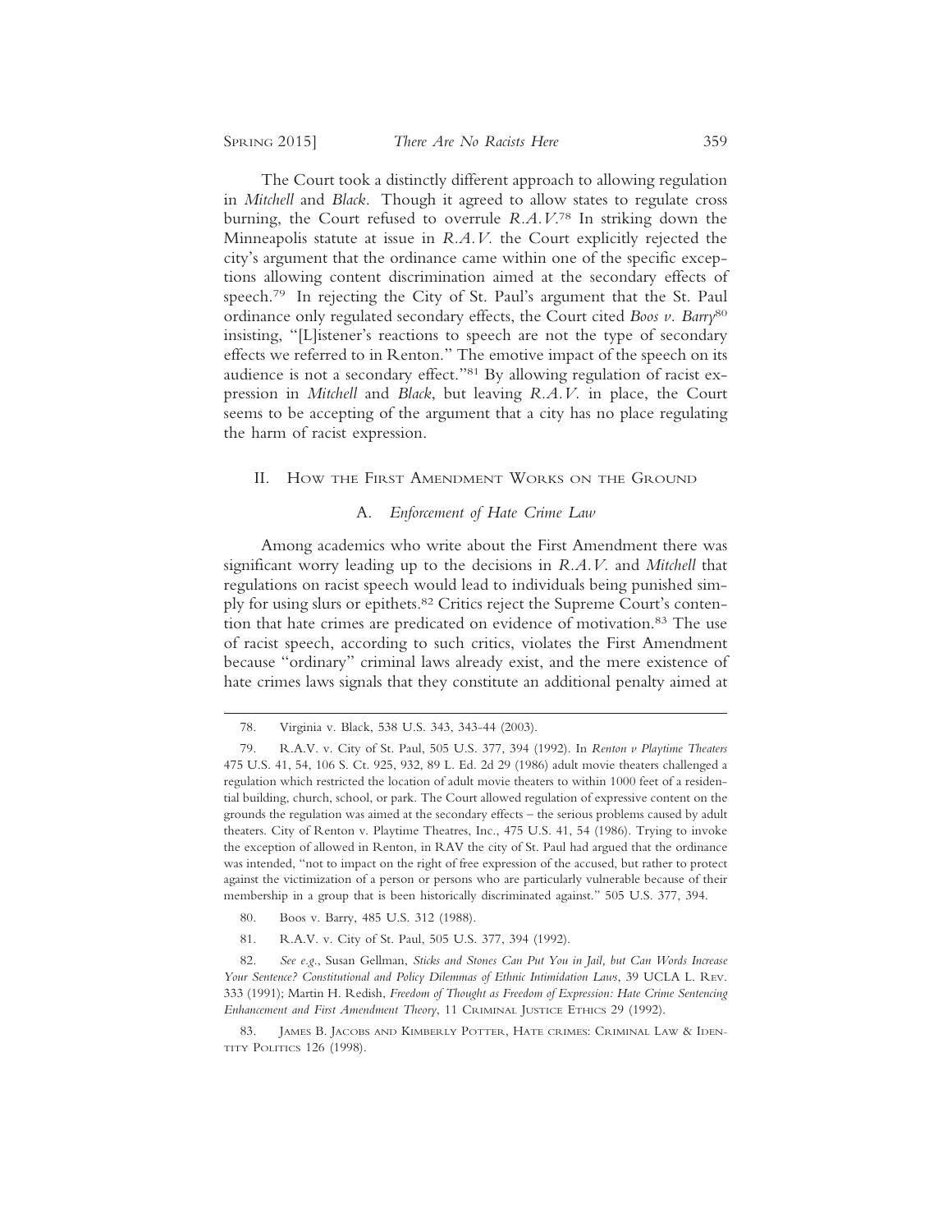The Court took a distinctly different approach to allowing regulation in *Mitchell* and *Black*. Though it agreed to allow states to regulate cross burning, the Court refused to overrule *R.A.V.*[78] In striking down the Minneapolis statute at issue in *R.A.V.* the Court explicitly rejected the city's argument that the ordinance came within one of the specific exceptions allowing content discrimination aimed at the secondary effects of speech.[79] In rejecting the City of St. Paul's argument that the St. Paul ordinance only regulated secondary effects, the Court cited *Boos v. Barry*[80] insisting, "[L]istener's reactions to speech are not the type of secondary effects we referred to in Renton." The emotive impact of the speech on its audience is not a secondary effect."[81] By allowing regulation of racist expression in *Mitchell* and *Black*, but leaving *R.A.V.* in place, the Court seems to be accepting of the argument that a city has no place regulating the harm of racist expression.

## II. How the First Amendment Works on the Ground

### A. *Enforcement of Hate Crime Law*

Among academics who write about the First Amendment there was significant worry leading up to the decisions in *R.A.V.* and *Mitchell* that regulations on racist speech would lead to individuals being punished simply for using slurs or epithets.[82] Critics reject the Supreme Court's contention that hate crimes are predicated on evidence of motivation.[83] The use of racist speech, according to such critics, violates the First Amendment because "ordinary" criminal laws already exist, and the mere existence of hate crimes laws signals that they constitute an additional penalty aimed at

---

78. Virginia v. Black, 538 U.S. 343, 343-44 (2003).

79. R.A.V. v. City of St. Paul, 505 U.S. 377, 394 (1992). In *Renton v Playtime Theaters* 475 U.S. 41, 54, 106 S. Ct. 925, 932, 89 L. Ed. 2d 29 (1986) adult movie theaters challenged a regulation which restricted the location of adult movie theaters to within 1000 feet of a residential building, church, school, or park. The Court allowed regulation of expressive content on the grounds the regulation was aimed at the secondary effects – the serious problems caused by adult theaters. City of Renton v. Playtime Theatres, Inc., 475 U.S. 41, 54 (1986). Trying to invoke the exception of allowed in Renton, in RAV the city of St. Paul had argued that the ordinance was intended, "not to impact on the right of free expression of the accused, but rather to protect against the victimization of a person or persons who are particularly vulnerable because of their membership in a group that is been historically discriminated against." 505 U.S. 377, 394.

80. Boos v. Barry, 485 U.S. 312 (1988).

81. R.A.V. v. City of St. Paul, 505 U.S. 377, 394 (1992).

82. *See e.g.*, Susan Gellman, *Sticks and Stones Can Put You in Jail, but Can Words Increase Your Sentence? Constitutional and Policy Dilemmas of Ethnic Intimidation Laws*, 39 UCLA L. Rev. 333 (1991); Martin H. Redish, *Freedom of Thought as Freedom of Expression: Hate Crime Sentencing Enhancement and First Amendment Theory*, 11 Criminal Justice Ethics 29 (1992).

83. James B. Jacobs and Kimberly Potter, Hate crimes: Criminal Law & Identity Politics 126 (1998).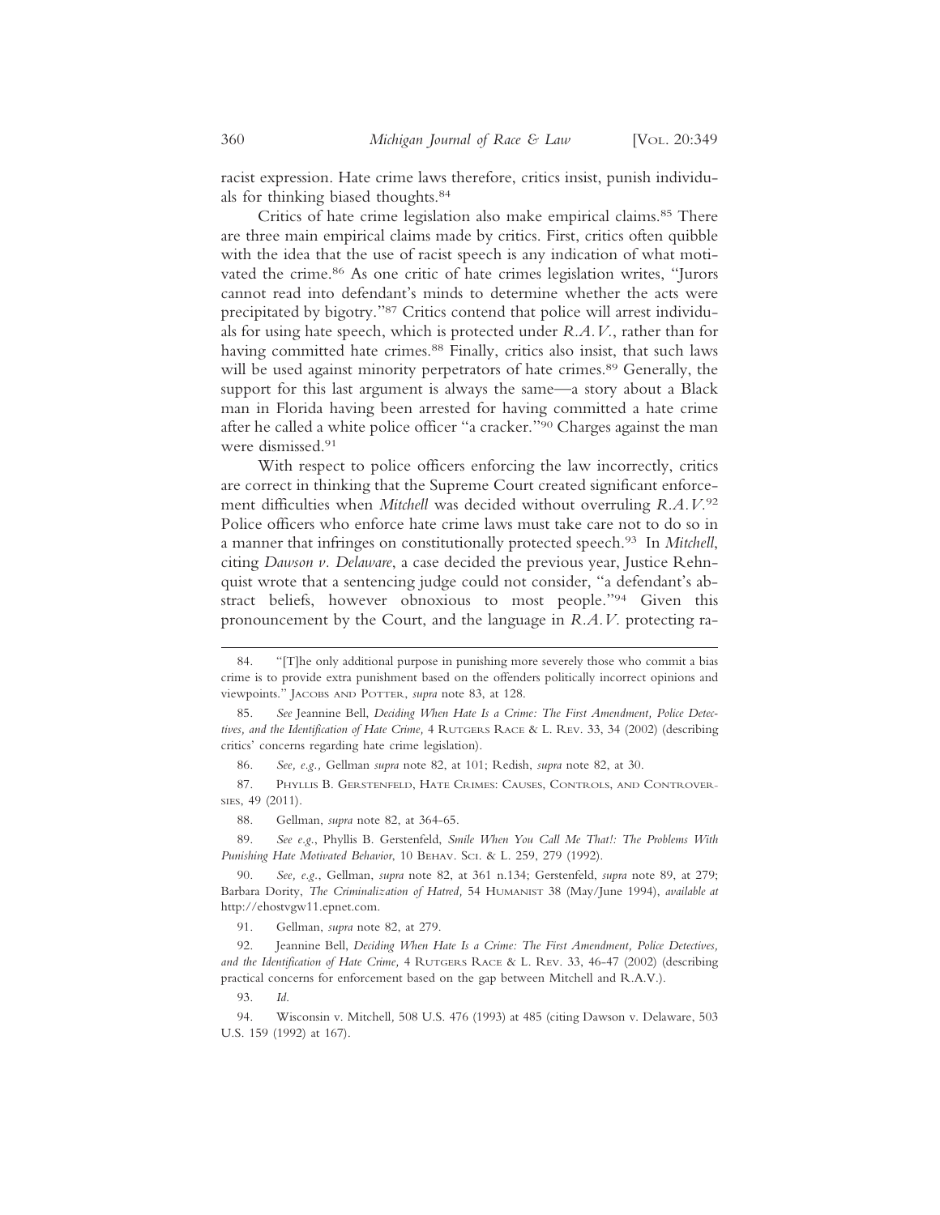racist expression. Hate crime laws therefore, critics insist, punish individuals for thinking biased thoughts.[84]

Critics of hate crime legislation also make empirical claims.[85] There are three main empirical claims made by critics. First, critics often quibble with the idea that the use of racist speech is any indication of what motivated the crime.[86] As one critic of hate crimes legislation writes, "Jurors cannot read into defendant's minds to determine whether the acts were precipitated by bigotry."[87] Critics contend that police will arrest individuals for using hate speech, which is protected under *R.A.V.*, rather than for having committed hate crimes.[88] Finally, critics also insist, that such laws will be used against minority perpetrators of hate crimes.[89] Generally, the support for this last argument is always the same—a story about a Black man in Florida having been arrested for having committed a hate crime after he called a white police officer "a cracker."[90] Charges against the man were dismissed.[91]

With respect to police officers enforcing the law incorrectly, critics are correct in thinking that the Supreme Court created significant enforcement difficulties when *Mitchell* was decided without overruling *R.A.V.*[92] Police officers who enforce hate crime laws must take care not to do so in a manner that infringes on constitutionally protected speech.[93] In *Mitchell*, citing *Dawson v. Delaware*, a case decided the previous year, Justice Rehnquist wrote that a sentencing judge could not consider, "a defendant's abstract beliefs, however obnoxious to most people."[94] Given this pronouncement by the Court, and the language in *R.A.V.* protecting ra-

---

84. "[T]he only additional purpose in punishing more severely those who commit a bias crime is to provide extra punishment based on the offenders politically incorrect opinions and viewpoints." Jacobs and Potter, *supra* note 83, at 128.

85. *See* Jeannine Bell, *Deciding When Hate Is a Crime: The First Amendment, Police Detectives, and the Identification of Hate Crime,* 4 Rutgers Race & L. Rev. 33, 34 (2002) (describing critics' concerns regarding hate crime legislation).

86. *See, e.g.,* Gellman *supra* note 82, at 101; Redish, *supra* note 82, at 30.

87. Phyllis B. Gerstenfeld, Hate Crimes: Causes, Controls, and Controversies, 49 (2011).

88. Gellman, *supra* note 82, at 364-65.

89. *See e.g.*, Phyllis B. Gerstenfeld, *Smile When You Call Me That!: The Problems With Punishing Hate Motivated Behavior*, 10 Behav. Sci. & L. 259, 279 (1992).

90. *See, e.g.*, Gellman, *supra* note 82, at 361 n.134; Gerstenfeld, *supra* note 89, at 279; Barbara Dority, *The Criminalization of Hatred,* 54 Humanist 38 (May/June 1994), *available at* http://ehostvgw11.epnet.com.

91. Gellman, *supra* note 82, at 279.

92. Jeannine Bell, *Deciding When Hate Is a Crime: The First Amendment, Police Detectives, and the Identification of Hate Crime,* 4 Rutgers Race & L. Rev. 33, 46-47 (2002) (describing practical concerns for enforcement based on the gap between Mitchell and R.A.V.).

93. *Id.*

94. Wisconsin v. Mitchell*,* 508 U.S. 476 (1993) at 485 (citing Dawson v. Delaware, 503 U.S. 159 (1992) at 167).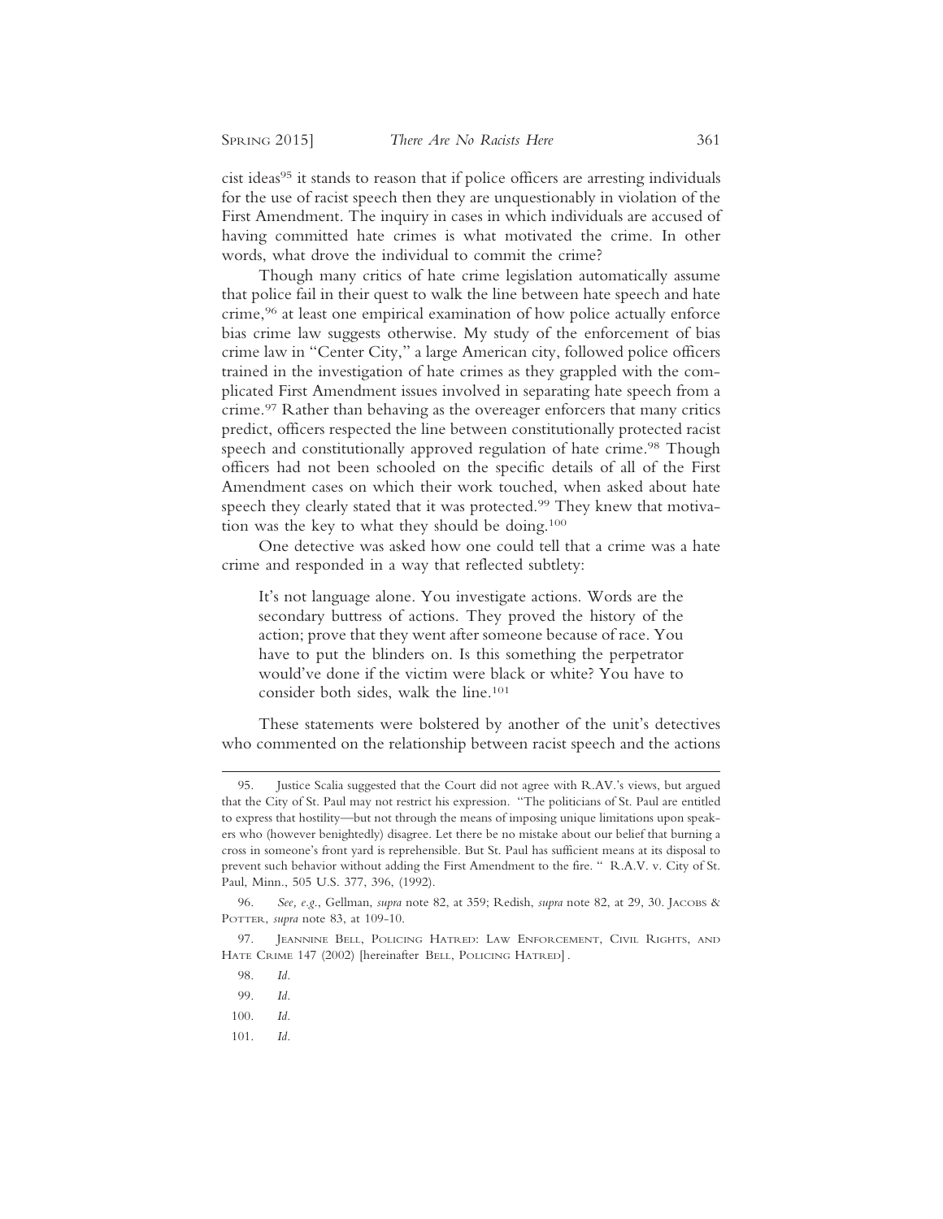cist ideas[95] it stands to reason that if police officers are arresting individuals for the use of racist speech then they are unquestionably in violation of the First Amendment. The inquiry in cases in which individuals are accused of having committed hate crimes is what motivated the crime. In other words, what drove the individual to commit the crime?

Though many critics of hate crime legislation automatically assume that police fail in their quest to walk the line between hate speech and hate crime,[96] at least one empirical examination of how police actually enforce bias crime law suggests otherwise. My study of the enforcement of bias crime law in "Center City," a large American city, followed police officers trained in the investigation of hate crimes as they grappled with the complicated First Amendment issues involved in separating hate speech from a crime.[97] Rather than behaving as the overeager enforcers that many critics predict, officers respected the line between constitutionally protected racist speech and constitutionally approved regulation of hate crime.[98] Though officers had not been schooled on the specific details of all of the First Amendment cases on which their work touched, when asked about hate speech they clearly stated that it was protected.[99] They knew that motivation was the key to what they should be doing.[100]

One detective was asked how one could tell that a crime was a hate crime and responded in a way that reflected subtlety:

> It's not language alone. You investigate actions. Words are the secondary buttress of actions. They proved the history of the action; prove that they went after someone because of race. You have to put the blinders on. Is this something the perpetrator would've done if the victim were black or white? You have to consider both sides, walk the line.[101]

These statements were bolstered by another of the unit's detectives who commented on the relationship between racist speech and the actions

---

95. Justice Scalia suggested that the Court did not agree with R.AV.'s views, but argued that the City of St. Paul may not restrict his expression. "The politicians of St. Paul are entitled to express that hostility—but not through the means of imposing unique limitations upon speakers who (however benightedly) disagree. Let there be no mistake about our belief that burning a cross in someone's front yard is reprehensible. But St. Paul has sufficient means at its disposal to prevent such behavior without adding the First Amendment to the fire. " R.A.V. v. City of St. Paul, Minn., 505 U.S. 377, 396, (1992).

96. *See, e.g.*, Gellman, *supra* note 82, at 359; Redish, *supra* note 82, at 29, 30. Jacobs & Potter, *supra* note 83, at 109-10.

97. Jeannine Bell, Policing Hatred: Law Enforcement, Civil Rights, and Hate Crime 147 (2002) [hereinafter Bell, Policing Hatred].

98. *Id.*

99. *Id.*

100. *Id.*

101. *Id.*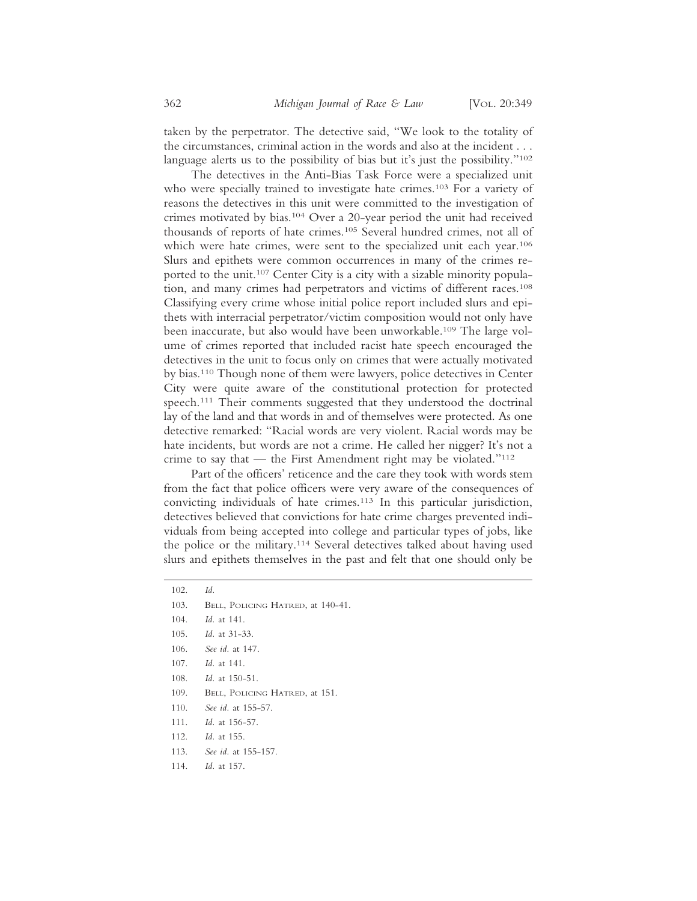taken by the perpetrator. The detective said, "We look to the totality of the circumstances, criminal action in the words and also at the incident . . . language alerts us to the possibility of bias but it's just the possibility."[102]

The detectives in the Anti-Bias Task Force were a specialized unit who were specially trained to investigate hate crimes.[103] For a variety of reasons the detectives in this unit were committed to the investigation of crimes motivated by bias.[104] Over a 20-year period the unit had received thousands of reports of hate crimes.[105] Several hundred crimes, not all of which were hate crimes, were sent to the specialized unit each year.[106] Slurs and epithets were common occurrences in many of the crimes reported to the unit.[107] Center City is a city with a sizable minority population, and many crimes had perpetrators and victims of different races.[108] Classifying every crime whose initial police report included slurs and epithets with interracial perpetrator/victim composition would not only have been inaccurate, but also would have been unworkable.[109] The large volume of crimes reported that included racist hate speech encouraged the detectives in the unit to focus only on crimes that were actually motivated by bias.[110] Though none of them were lawyers, police detectives in Center City were quite aware of the constitutional protection for protected speech.[111] Their comments suggested that they understood the doctrinal lay of the land and that words in and of themselves were protected. As one detective remarked: "Racial words are very violent. Racial words may be hate incidents, but words are not a crime. He called her nigger? It's not a crime to say that — the First Amendment right may be violated."[112]

Part of the officers' reticence and the care they took with words stem from the fact that police officers were very aware of the consequences of convicting individuals of hate crimes.[113] In this particular jurisdiction, detectives believed that convictions for hate crime charges prevented individuals from being accepted into college and particular types of jobs, like the police or the military.[114] Several detectives talked about having used slurs and epithets themselves in the past and felt that one should only be

---

102. *Id.*
103. Bell, Policing Hatred, at 140-41.
104. *Id.* at 141.
105. *Id.* at 31-33.
106. *See id.* at 147.
107. *Id.* at 141.
108. *Id.* at 150-51.
109. Bell, Policing Hatred, at 151.
110. *See id.* at 155-57.
111. *Id.* at 156-57.
112. *Id.* at 155.
113. *See id.* at 155-157.
114. *Id.* at 157.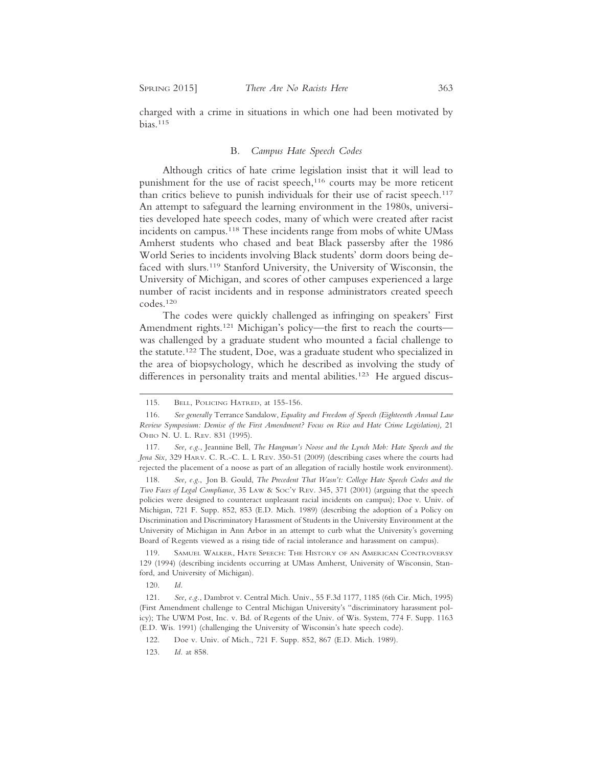charged with a crime in situations in which one had been motivated by bias.[115]

### B. *Campus Hate Speech Codes*

Although critics of hate crime legislation insist that it will lead to punishment for the use of racist speech,[116] courts may be more reticent than critics believe to punish individuals for their use of racist speech.[117] An attempt to safeguard the learning environment in the 1980s, universities developed hate speech codes, many of which were created after racist incidents on campus.[118] These incidents range from mobs of white UMass Amherst students who chased and beat Black passersby after the 1986 World Series to incidents involving Black students' dorm doors being defaced with slurs.[119] Stanford University, the University of Wisconsin, the University of Michigan, and scores of other campuses experienced a large number of racist incidents and in response administrators created speech codes.[120]

The codes were quickly challenged as infringing on speakers' First Amendment rights.[121] Michigan's policy—the first to reach the courts—was challenged by a graduate student who mounted a facial challenge to the statute.[122] The student, Doe, was a graduate student who specialized in the area of biopsychology, which he described as involving the study of differences in personality traits and mental abilities.[123] He argued discus-

---

115. Bell, Policing Hatred, at 155-156.

116. *See generally* Terrance Sandalow, *Equality and Freedom of Speech (Eighteenth Annual Law Review Symposium: Demise of the First Amendment? Focus on Rico and Hate Crime Legislation),* 21 Ohio N. U. L. Rev. 831 (1995).

117. *See, e.g.*, Jeannine Bell, *The Hangman's Noose and the Lynch Mob: Hate Speech and the Jena Six,* 329 Harv. C. R.-C. L. L Rev. 350-51 (2009) (describing cases where the courts had rejected the placement of a noose as part of an allegation of racially hostile work environment).

118. *See, e.g.*, Jon B. Gould, *The Precedent That Wasn't: College Hate Speech Codes and the Two Faces of Legal Compliance*, 35 Law & Soc'y Rev. 345, 371 (2001) (arguing that the speech policies were designed to counteract unpleasant racial incidents on campus); Doe v. Univ. of Michigan, 721 F. Supp. 852, 853 (E.D. Mich. 1989) (describing the adoption of a Policy on Discrimination and Discriminatory Harassment of Students in the University Environment at the University of Michigan in Ann Arbor in an attempt to curb what the University's governing Board of Regents viewed as a rising tide of racial intolerance and harassment on campus).

119. Samuel Walker, Hate Speech: The History of an American Controversy 129 (1994) (describing incidents occurring at UMass Amherst, University of Wisconsin, Stanford, and University of Michigan).

120. *Id.*

121. *See, e.g.*, Dambrot v. Central Mich. Univ., 55 F.3d 1177, 1185 (6th Cir. Mich, 1995) (First Amendment challenge to Central Michigan University's "discriminatory harassment policy); The UWM Post, Inc. v. Bd. of Regents of the Univ. of Wis. System, 774 F. Supp. 1163 (E.D. Wis. 1991) (challenging the University of Wisconsin's hate speech code).

122. Doe v. Univ. of Mich., 721 F. Supp. 852, 867 (E.D. Mich. 1989).

123. *Id.* at 858.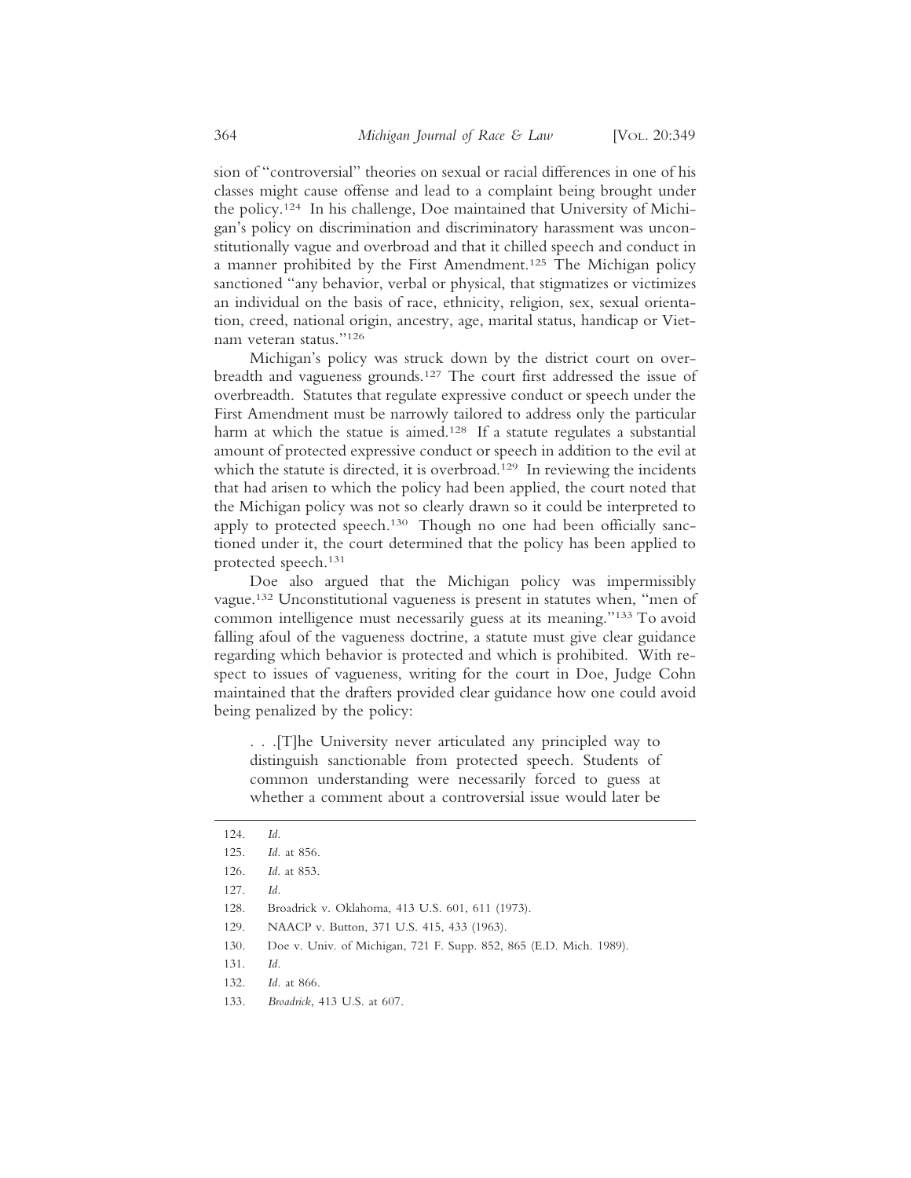sion of "controversial" theories on sexual or racial differences in one of his classes might cause offense and lead to a complaint being brought under the policy.[124] In his challenge, Doe maintained that University of Michigan's policy on discrimination and discriminatory harassment was unconstitutionally vague and overbroad and that it chilled speech and conduct in a manner prohibited by the First Amendment.[125] The Michigan policy sanctioned "any behavior, verbal or physical, that stigmatizes or victimizes an individual on the basis of race, ethnicity, religion, sex, sexual orientation, creed, national origin, ancestry, age, marital status, handicap or Vietnam veteran status."[126]

Michigan's policy was struck down by the district court on overbreadth and vagueness grounds.[127] The court first addressed the issue of overbreadth. Statutes that regulate expressive conduct or speech under the First Amendment must be narrowly tailored to address only the particular harm at which the statue is aimed.[128] If a statute regulates a substantial amount of protected expressive conduct or speech in addition to the evil at which the statute is directed, it is overbroad.[129] In reviewing the incidents that had arisen to which the policy had been applied, the court noted that the Michigan policy was not so clearly drawn so it could be interpreted to apply to protected speech.[130] Though no one had been officially sanctioned under it, the court determined that the policy has been applied to protected speech.[131]

Doe also argued that the Michigan policy was impermissibly vague.[132] Unconstitutional vagueness is present in statutes when, "men of common intelligence must necessarily guess at its meaning."[133] To avoid falling afoul of the vagueness doctrine, a statute must give clear guidance regarding which behavior is protected and which is prohibited. With respect to issues of vagueness, writing for the court in Doe, Judge Cohn maintained that the drafters provided clear guidance how one could avoid being penalized by the policy:

> . . .[T]he University never articulated any principled way to distinguish sanctionable from protected speech. Students of common understanding were necessarily forced to guess at whether a comment about a controversial issue would later be

---

124. *Id.*
125. *Id.* at 856.
126. *Id.* at 853.
127. *Id.*
128. Broadrick v. Oklahoma, 413 U.S. 601, 611 (1973).
129. NAACP v. Button, 371 U.S. 415, 433 (1963).
130. Doe v. Univ. of Michigan, 721 F. Supp. 852, 865 (E.D. Mich. 1989).
131. *Id.*
132. *Id.* at 866.
133. *Broadrick*, 413 U.S. at 607.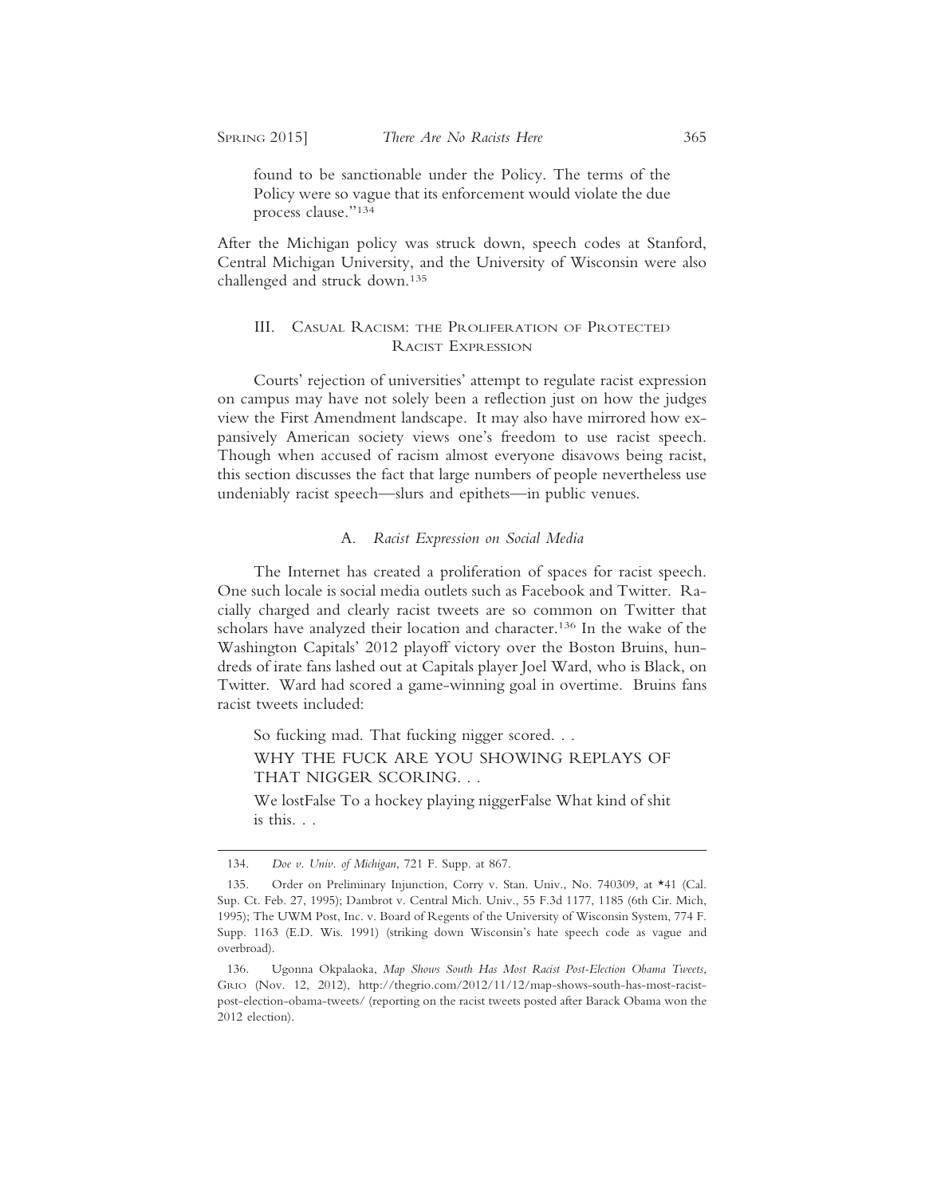found to be sanctionable under the Policy. The terms of the Policy were so vague that its enforcement would violate the due process clause."[134]

After the Michigan policy was struck down, speech codes at Stanford, Central Michigan University, and the University of Wisconsin were also challenged and struck down.[135]

## III. Casual Racism: the Proliferation of Protected Racist Expression

Courts' rejection of universities' attempt to regulate racist expression on campus may have not solely been a reflection just on how the judges view the First Amendment landscape. It may also have mirrored how expansively American society views one's freedom to use racist speech. Though when accused of racism almost everyone disavows being racist, this section discusses the fact that large numbers of people nevertheless use undeniably racist speech—slurs and epithets—in public venues.

### A. *Racist Expression on Social Media*

The Internet has created a proliferation of spaces for racist speech. One such locale is social media outlets such as Facebook and Twitter. Racially charged and clearly racist tweets are so common on Twitter that scholars have analyzed their location and character.[136] In the wake of the Washington Capitals' 2012 playoff victory over the Boston Bruins, hundreds of irate fans lashed out at Capitals player Joel Ward, who is Black, on Twitter. Ward had scored a game-winning goal in overtime. Bruins fans racist tweets included:

> So fucking mad. That fucking nigger scored. . .
>
> WHY THE FUCK ARE YOU SHOWING REPLAYS OF THAT NIGGER SCORING. . .
>
> We lostFalse To a hockey playing niggerFalse What kind of shit is this. . .

---

134. *Doe v. Univ. of Michigan*, 721 F. Supp. at 867.

135. Order on Preliminary Injunction, Corry v. Stan. Univ., No. 740309, at *41 (Cal. Sup. Ct. Feb. 27, 1995); Dambrot v. Central Mich. Univ., 55 F.3d 1177, 1185 (6th Cir. Mich, 1995); The UWM Post, Inc. v. Board of Regents of the University of Wisconsin System, 774 F. Supp. 1163 (E.D. Wis. 1991) (striking down Wisconsin's hate speech code as vague and overbroad).

136. Ugonna Okpalaoka, *Map Shows South Has Most Racist Post-Election Obama Tweets*, GRIO (Nov. 12, 2012), http://thegrio.com/2012/11/12/map-shows-south-has-most-racist-post-election-obama-tweets/ (reporting on the racist tweets posted after Barack Obama won the 2012 election).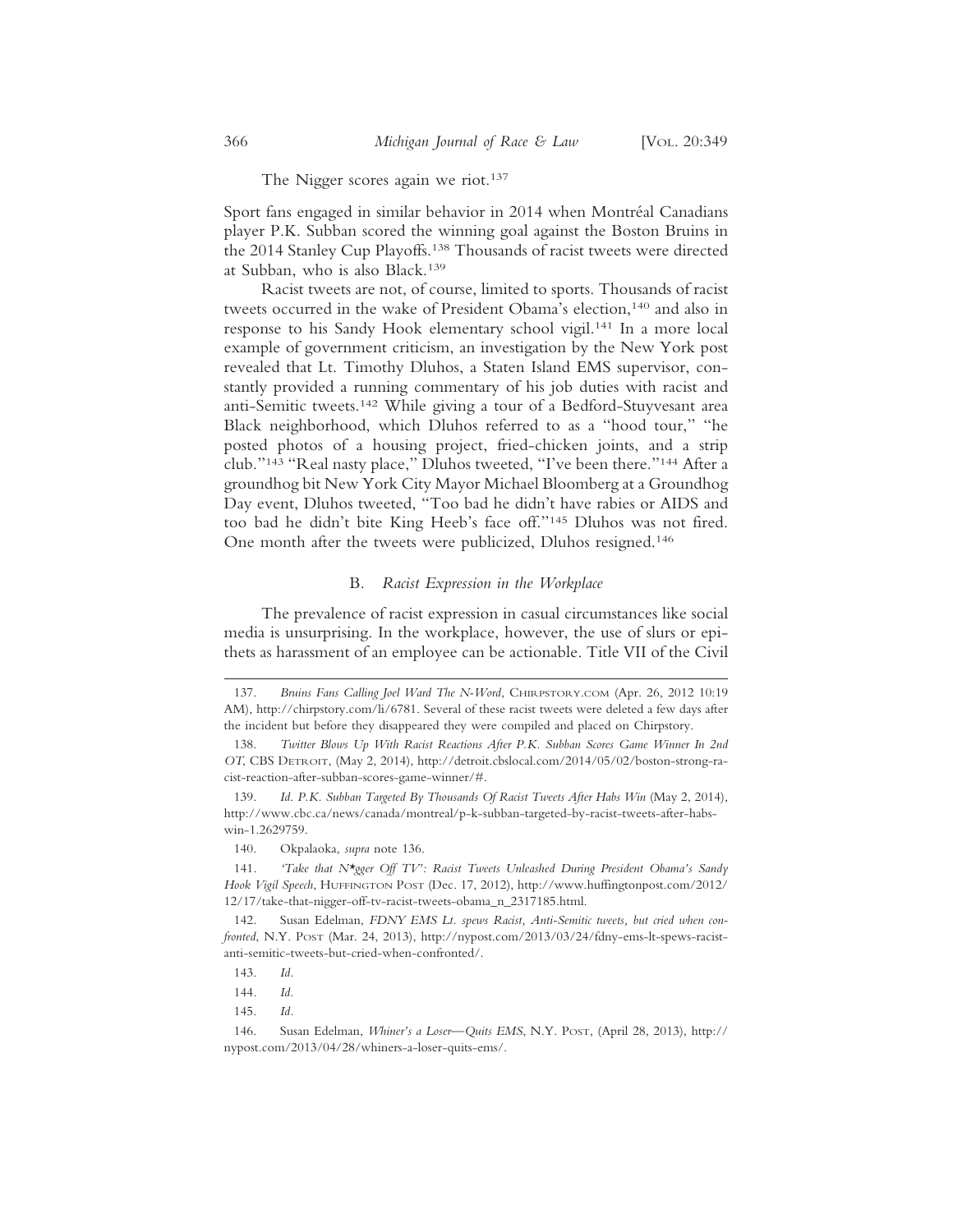The Nigger scores again we riot.[137]

Sport fans engaged in similar behavior in 2014 when Montréal Canadians player P.K. Subban scored the winning goal against the Boston Bruins in the 2014 Stanley Cup Playoffs.[138] Thousands of racist tweets were directed at Subban, who is also Black.[139]

Racist tweets are not, of course, limited to sports. Thousands of racist tweets occurred in the wake of President Obama's election,[140] and also in response to his Sandy Hook elementary school vigil.[141] In a more local example of government criticism, an investigation by the New York post revealed that Lt. Timothy Dluhos, a Staten Island EMS supervisor, constantly provided a running commentary of his job duties with racist and anti-Semitic tweets.[142] While giving a tour of a Bedford-Stuyvesant area Black neighborhood, which Dluhos referred to as a "hood tour," "he posted photos of a housing project, fried-chicken joints, and a strip club."[143] "Real nasty place," Dluhos tweeted, "I've been there."[144] After a groundhog bit New York City Mayor Michael Bloomberg at a Groundhog Day event, Dluhos tweeted, "Too bad he didn't have rabies or AIDS and too bad he didn't bite King Heeb's face off."[145] Dluhos was not fired. One month after the tweets were publicized, Dluhos resigned.[146]

### B. *Racist Expression in the Workplace*

The prevalence of racist expression in casual circumstances like social media is unsurprising. In the workplace, however, the use of slurs or epithets as harassment of an employee can be actionable. Title VII of the Civil

---

137. *Bruins Fans Calling Joel Ward The N-Word*, CHIRPSTORY.COM (Apr. 26, 2012 10:19 AM), http://chirpstory.com/li/6781. Several of these racist tweets were deleted a few days after the incident but before they disappeared they were compiled and placed on Chirpstory.

138. *Twitter Blows Up With Racist Reactions After P.K. Subban Scores Game Winner In 2nd OT*, CBS DETROIT, (May 2, 2014), http://detroit.cbslocal.com/2014/05/02/boston-strong-racist-reaction-after-subban-scores-game-winner/#.

139. *Id. P.K. Subban Targeted By Thousands Of Racist Tweets After Habs Win* (May 2, 2014), http://www.cbc.ca/news/canada/montreal/p-k-subban-targeted-by-racist-tweets-after-habs-win-1.2629759.

140. Okpalaoka, *supra* note 136.

141. *'Take that N*gger Off TV': Racist Tweets Unleashed During President Obama's Sandy Hook Vigil Speech*, HUFFINGTON POST (Dec. 17, 2012), http://www.huffingtonpost.com/2012/12/17/take-that-nigger-off-tv-racist-tweets-obama_n_2317185.html.

142. Susan Edelman, *FDNY EMS Lt. spews Racist, Anti-Semitic tweets, but cried when confronted*, N.Y. POST (Mar. 24, 2013), http://nypost.com/2013/03/24/fdny-ems-lt-spews-racist-anti-semitic-tweets-but-cried-when-confronted/.

143. *Id.*

144. *Id.*

145. *Id.*

146. Susan Edelman, *Whiner's a Loser—Quits EMS*, N.Y. POST, (April 28, 2013), http://nypost.com/2013/04/28/whiners-a-loser-quits-ems/.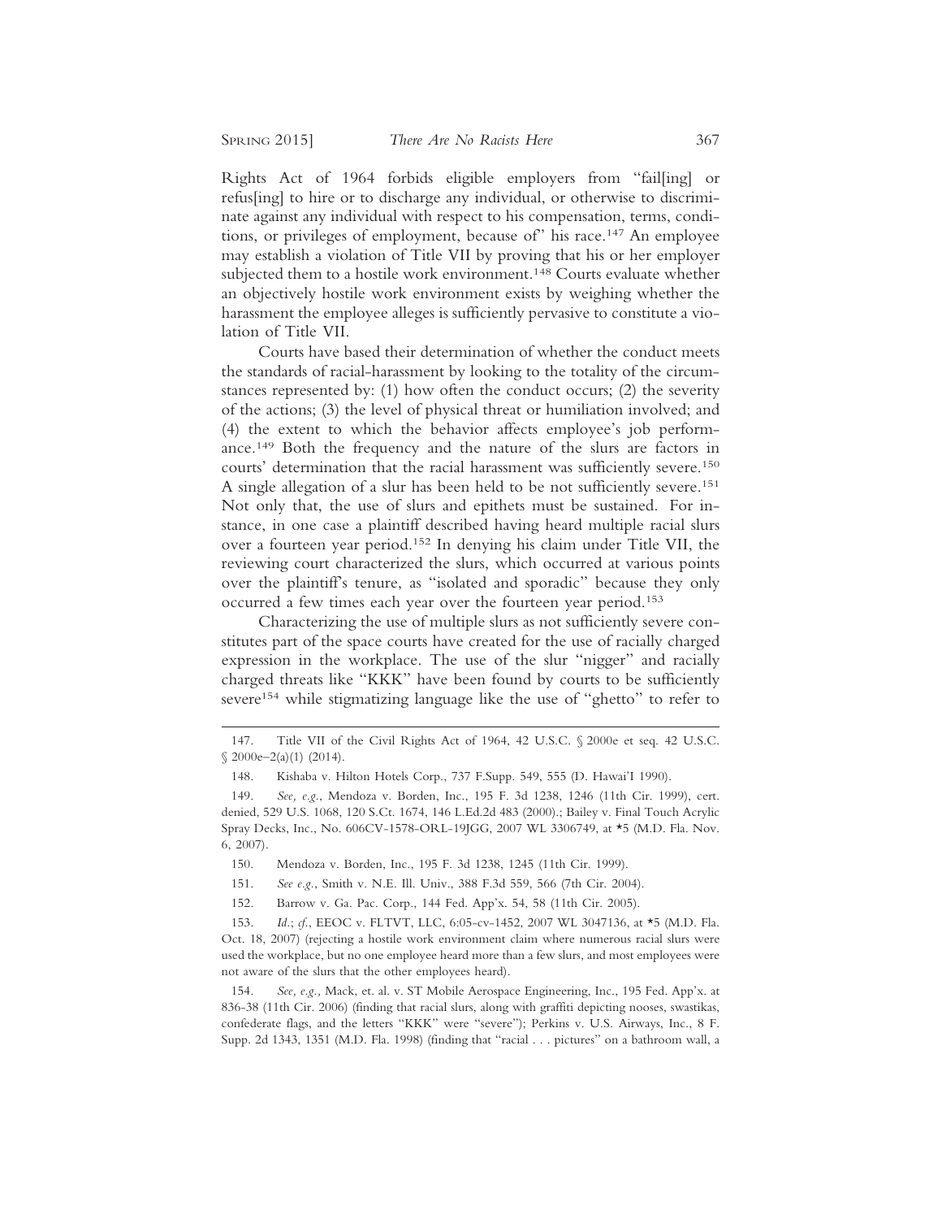Rights Act of 1964 forbids eligible employers from "fail[ing] or refus[ing] to hire or to discharge any individual, or otherwise to discriminate against any individual with respect to his compensation, terms, conditions, or privileges of employment, because of" his race.[147] An employee may establish a violation of Title VII by proving that his or her employer subjected them to a hostile work environment.[148] Courts evaluate whether an objectively hostile work environment exists by weighing whether the harassment the employee alleges is sufficiently pervasive to constitute a violation of Title VII.

Courts have based their determination of whether the conduct meets the standards of racial-harassment by looking to the totality of the circumstances represented by: (1) how often the conduct occurs; (2) the severity of the actions; (3) the level of physical threat or humiliation involved; and (4) the extent to which the behavior affects employee's job performance.[149] Both the frequency and the nature of the slurs are factors in courts' determination that the racial harassment was sufficiently severe.[150] A single allegation of a slur has been held to be not sufficiently severe.[151] Not only that, the use of slurs and epithets must be sustained. For instance, in one case a plaintiff described having heard multiple racial slurs over a fourteen year period.[152] In denying his claim under Title VII, the reviewing court characterized the slurs, which occurred at various points over the plaintiff's tenure, as "isolated and sporadic" because they only occurred a few times each year over the fourteen year period.[153]

Characterizing the use of multiple slurs as not sufficiently severe constitutes part of the space courts have created for the use of racially charged expression in the workplace. The use of the slur "nigger" and racially charged threats like "KKK" have been found by courts to be sufficiently severe[154] while stigmatizing language like the use of "ghetto" to refer to

---

147. Title VII of the Civil Rights Act of 1964, 42 U.S.C. § 2000e et seq. 42 U.S.C. § 2000e–2(a)(1) (2014).

148. Kishaba v. Hilton Hotels Corp., 737 F.Supp. 549, 555 (D. Hawai'I 1990).

149. *See, e.g.*, Mendoza v. Borden, Inc., 195 F. 3d 1238, 1246 (11th Cir. 1999), cert. denied, 529 U.S. 1068, 120 S.Ct. 1674, 146 L.Ed.2d 483 (2000).; Bailey v. Final Touch Acrylic Spray Decks, Inc., No. 606CV-1578-ORL-19JGG, 2007 WL 3306749, at *5 (M.D. Fla. Nov. 6, 2007).

150. Mendoza v. Borden, Inc., 195 F. 3d 1238, 1245 (11th Cir. 1999).

151. *See e.g.*, Smith v. N.E. Ill. Univ., 388 F.3d 559, 566 (7th Cir. 2004).

152. Barrow v. Ga. Pac. Corp., 144 Fed. App'x. 54, 58 (11th Cir. 2005).

153. *Id.*; *cf.*, EEOC v. FLTVT, LLC, 6:05-cv-1452, 2007 WL 3047136, at *5 (M.D. Fla. Oct. 18, 2007) (rejecting a hostile work environment claim where numerous racial slurs were used the workplace, but no one employee heard more than a few slurs, and most employees were not aware of the slurs that the other employees heard).

154. *See, e.g.,* Mack, et. al. v. ST Mobile Aerospace Engineering, Inc., 195 Fed. App'x. at 836-38 (11th Cir. 2006) (finding that racial slurs, along with graffiti depicting nooses, swastikas, confederate flags, and the letters "KKK" were "severe"); Perkins v. U.S. Airways, Inc., 8 F. Supp. 2d 1343, 1351 (M.D. Fla. 1998) (finding that "racial . . . pictures" on a bathroom wall, a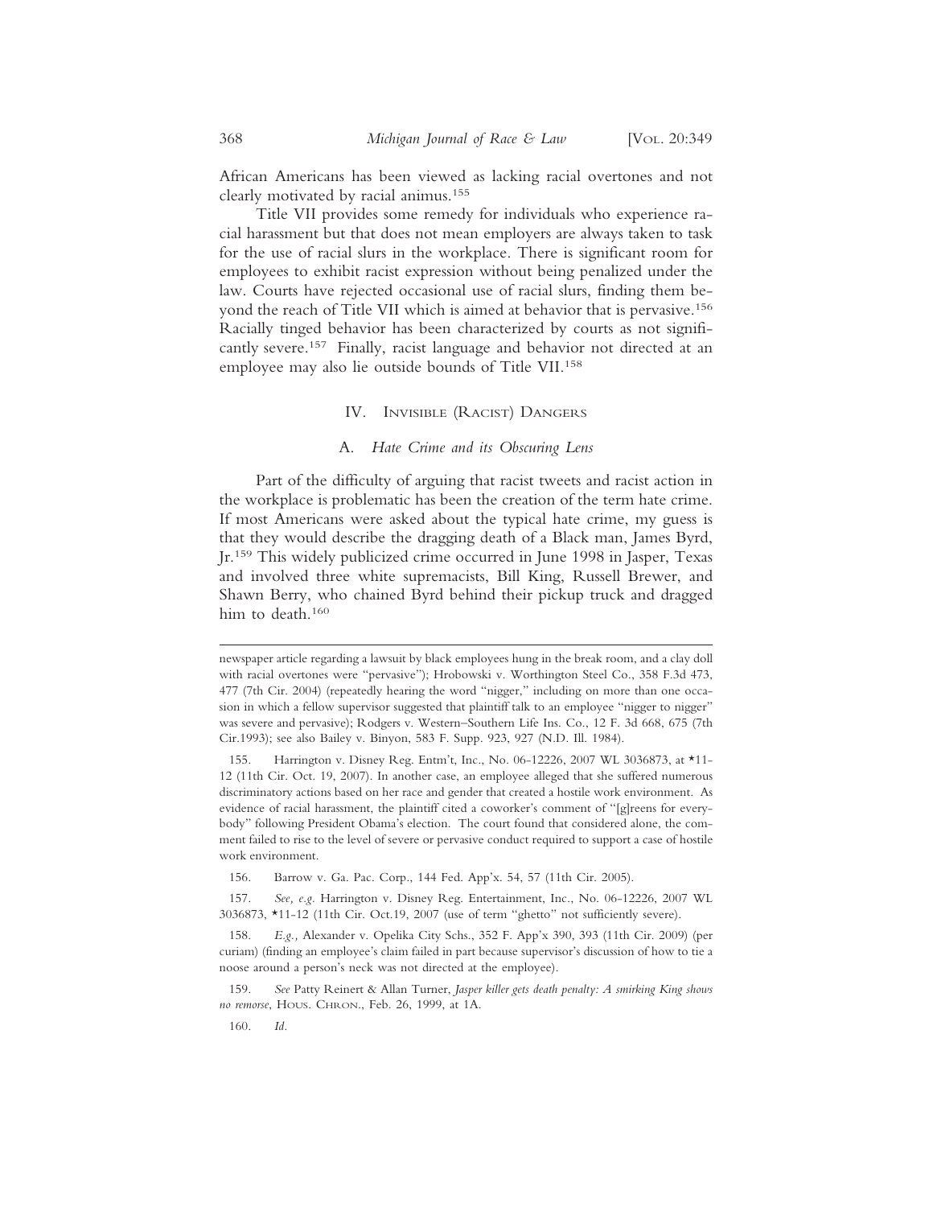African Americans has been viewed as lacking racial overtones and not clearly motivated by racial animus.[155]

Title VII provides some remedy for individuals who experience racial harassment but that does not mean employers are always taken to task for the use of racial slurs in the workplace. There is significant room for employees to exhibit racist expression without being penalized under the law. Courts have rejected occasional use of racial slurs, finding them beyond the reach of Title VII which is aimed at behavior that is pervasive.[156] Racially tinged behavior has been characterized by courts as not significantly severe.[157] Finally, racist language and behavior not directed at an employee may also lie outside bounds of Title VII.[158]

## IV. Invisible (Racist) Dangers

### A. *Hate Crime and its Obscuring Lens*

Part of the difficulty of arguing that racist tweets and racist action in the workplace is problematic has been the creation of the term hate crime. If most Americans were asked about the typical hate crime, my guess is that they would describe the dragging death of a Black man, James Byrd, Jr.[159] This widely publicized crime occurred in June 1998 in Jasper, Texas and involved three white supremacists, Bill King, Russell Brewer, and Shawn Berry, who chained Byrd behind their pickup truck and dragged him to death.[160]

---

newspaper article regarding a lawsuit by black employees hung in the break room, and a clay doll with racial overtones were "pervasive"); Hrobowski v. Worthington Steel Co., 358 F.3d 473, 477 (7th Cir. 2004) (repeatedly hearing the word "nigger," including on more than one occasion in which a fellow supervisor suggested that plaintiff talk to an employee "nigger to nigger" was severe and pervasive); Rodgers v. Western–Southern Life Ins. Co., 12 F. 3d 668, 675 (7th Cir.1993); see also Bailey v. Binyon, 583 F. Supp. 923, 927 (N.D. Ill. 1984).

155. Harrington v. Disney Reg. Entm't, Inc., No. 06-12226, 2007 WL 3036873, at *11-12 (11th Cir. Oct. 19, 2007). In another case, an employee alleged that she suffered numerous discriminatory actions based on her race and gender that created a hostile work environment. As evidence of racial harassment, the plaintiff cited a coworker's comment of "[g]reens for everybody" following President Obama's election. The court found that considered alone, the comment failed to rise to the level of severe or pervasive conduct required to support a case of hostile work environment.

156. Barrow v. Ga. Pac. Corp., 144 Fed. App'x. 54, 57 (11th Cir. 2005).

157. *See, e.g.* Harrington v. Disney Reg. Entertainment, Inc., No. 06-12226, 2007 WL 3036873, *11-12 (11th Cir. Oct.19, 2007 (use of term "ghetto" not sufficiently severe).

158. *E.g.,* Alexander v. Opelika City Schs., 352 F. App'x 390, 393 (11th Cir. 2009) (per curiam) (finding an employee's claim failed in part because supervisor's discussion of how to tie a noose around a person's neck was not directed at the employee).

159. *See* Patty Reinert & Allan Turner, *Jasper killer gets death penalty: A smirking King shows no remorse*, Hous. Chron., Feb. 26, 1999, at 1A.

160. *Id.*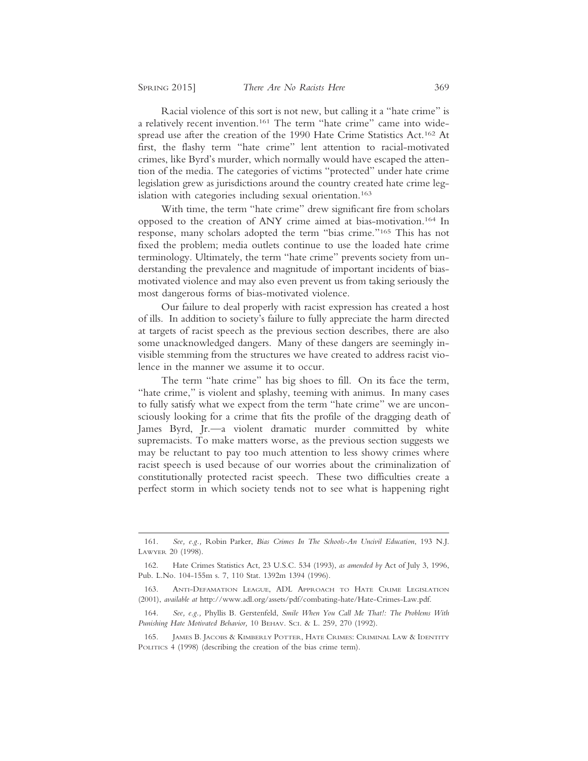Racial violence of this sort is not new, but calling it a "hate crime" is a relatively recent invention.[161] The term "hate crime" came into widespread use after the creation of the 1990 Hate Crime Statistics Act.[162] At first, the flashy term "hate crime" lent attention to racial-motivated crimes, like Byrd's murder, which normally would have escaped the attention of the media. The categories of victims "protected" under hate crime legislation grew as jurisdictions around the country created hate crime legislation with categories including sexual orientation.[163]

With time, the term "hate crime" drew significant fire from scholars opposed to the creation of ANY crime aimed at bias-motivation.[164] In response, many scholars adopted the term "bias crime."[165] This has not fixed the problem; media outlets continue to use the loaded hate crime terminology. Ultimately, the term "hate crime" prevents society from understanding the prevalence and magnitude of important incidents of bias-motivated violence and may also even prevent us from taking seriously the most dangerous forms of bias-motivated violence.

Our failure to deal properly with racist expression has created a host of ills. In addition to society's failure to fully appreciate the harm directed at targets of racist speech as the previous section describes, there are also some unacknowledged dangers. Many of these dangers are seemingly invisible stemming from the structures we have created to address racist violence in the manner we assume it to occur.

The term "hate crime" has big shoes to fill. On its face the term, "hate crime," is violent and splashy, teeming with animus. In many cases to fully satisfy what we expect from the term "hate crime" we are unconsciously looking for a crime that fits the profile of the dragging death of James Byrd, Jr.—a violent dramatic murder committed by white supremacists. To make matters worse, as the previous section suggests we may be reluctant to pay too much attention to less showy crimes where racist speech is used because of our worries about the criminalization of constitutionally protected racist speech. These two difficulties create a perfect storm in which society tends not to see what is happening right

---

161. *See, e.g.,* Robin Parker, *Bias Crimes In The Schools-An Uncivil Education*, 193 N.J. LAWYER 20 (1998).

162. Hate Crimes Statistics Act, 23 U.S.C. 534 (1993), *as amended by* Act of July 3, 1996, Pub. L.No. 104-155m s. 7, 110 Stat. 1392m 1394 (1996).

163. ANTI-DEFAMATION LEAGUE, ADL APPROACH TO HATE CRIME LEGISLATION (2001), *available at* http://www.adl.org/assets/pdf/combating-hate/Hate-Crimes-Law.pdf.

164. *See, e.g.,* Phyllis B. Gerstenfeld, *Smile When You Call Me That!: The Problems With Punishing Hate Motivated Behavior,* 10 BEHAV. SCI. & L. 259, 270 (1992).

165. JAMES B. JACOBS & KIMBERLY POTTER, HATE CRIMES: CRIMINAL LAW & IDENTITY POLITICS 4 (1998) (describing the creation of the bias crime term).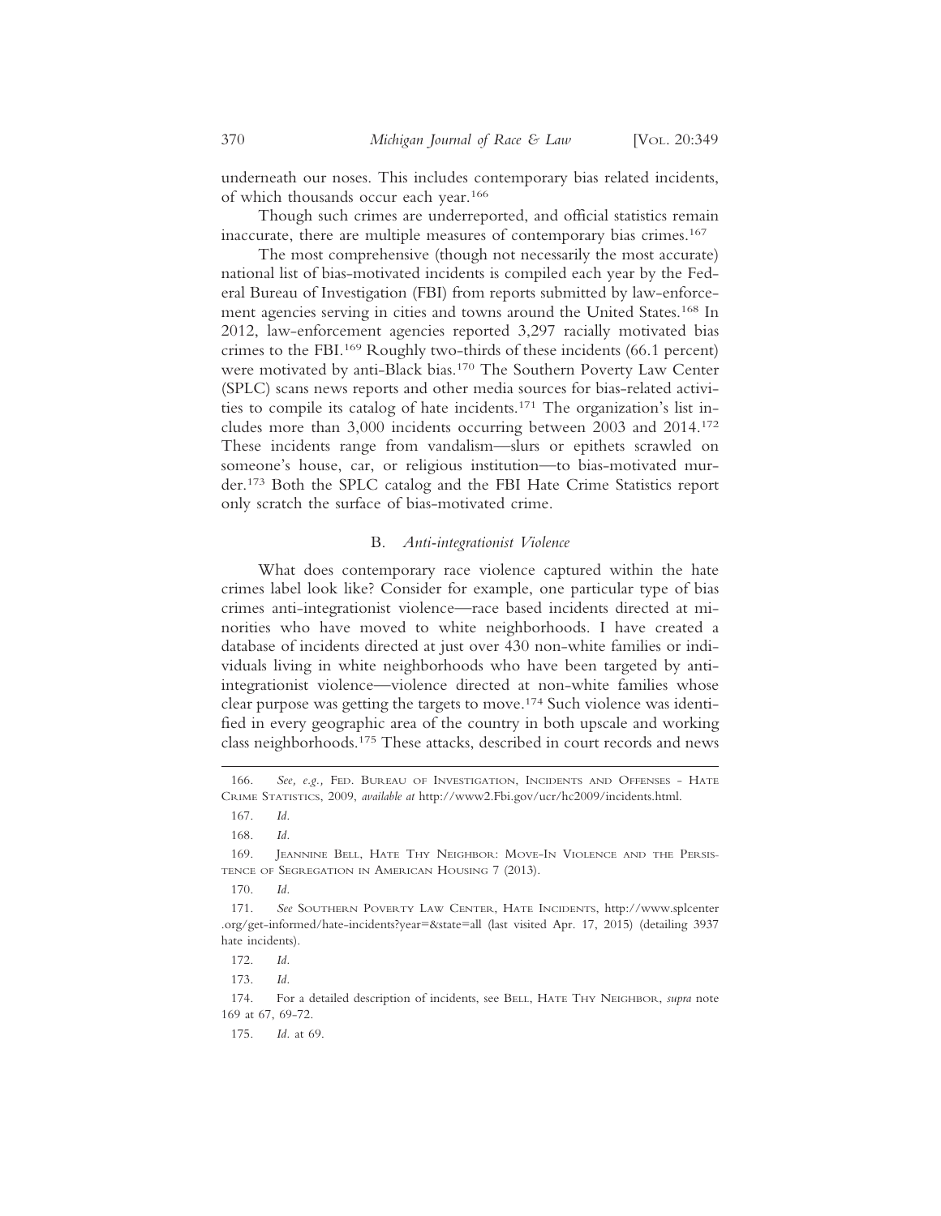underneath our noses. This includes contemporary bias related incidents, of which thousands occur each year.[166]

Though such crimes are underreported, and official statistics remain inaccurate, there are multiple measures of contemporary bias crimes.[167]

The most comprehensive (though not necessarily the most accurate) national list of bias-motivated incidents is compiled each year by the Federal Bureau of Investigation (FBI) from reports submitted by law-enforcement agencies serving in cities and towns around the United States.[168] In 2012, law-enforcement agencies reported 3,297 racially motivated bias crimes to the FBI.[169] Roughly two-thirds of these incidents (66.1 percent) were motivated by anti-Black bias.[170] The Southern Poverty Law Center (SPLC) scans news reports and other media sources for bias-related activities to compile its catalog of hate incidents.[171] The organization's list includes more than 3,000 incidents occurring between 2003 and 2014.[172] These incidents range from vandalism—slurs or epithets scrawled on someone's house, car, or religious institution—to bias-motivated murder.[173] Both the SPLC catalog and the FBI Hate Crime Statistics report only scratch the surface of bias-motivated crime.

### B. *Anti-integrationist Violence*

What does contemporary race violence captured within the hate crimes label look like? Consider for example, one particular type of bias crimes anti-integrationist violence—race based incidents directed at minorities who have moved to white neighborhoods. I have created a database of incidents directed at just over 430 non-white families or individuals living in white neighborhoods who have been targeted by anti-integrationist violence—violence directed at non-white families whose clear purpose was getting the targets to move.[174] Such violence was identified in every geographic area of the country in both upscale and working class neighborhoods.[175] These attacks, described in court records and news

---

166. *See, e.g.,* Fed. Bureau of Investigation, Incidents and Offenses - Hate Crime Statistics, 2009, *available at* http://www2.Fbi.gov/ucr/hc2009/incidents.html.

167. *Id.*

168. *Id.*

169. Jeannine Bell, Hate Thy Neighbor: Move-In Violence and the Persistence of Segregation in American Housing 7 (2013).

170. *Id.*

171. *See* Southern Poverty Law Center, Hate Incidents, http://www.splcenter.org/get-informed/hate-incidents?year=&state=all (last visited Apr. 17, 2015) (detailing 3937 hate incidents).

172. *Id.*

173. *Id.*

174. For a detailed description of incidents, see Bell, Hate Thy Neighbor, *supra* note 169 at 67, 69-72.

175. *Id.* at 69.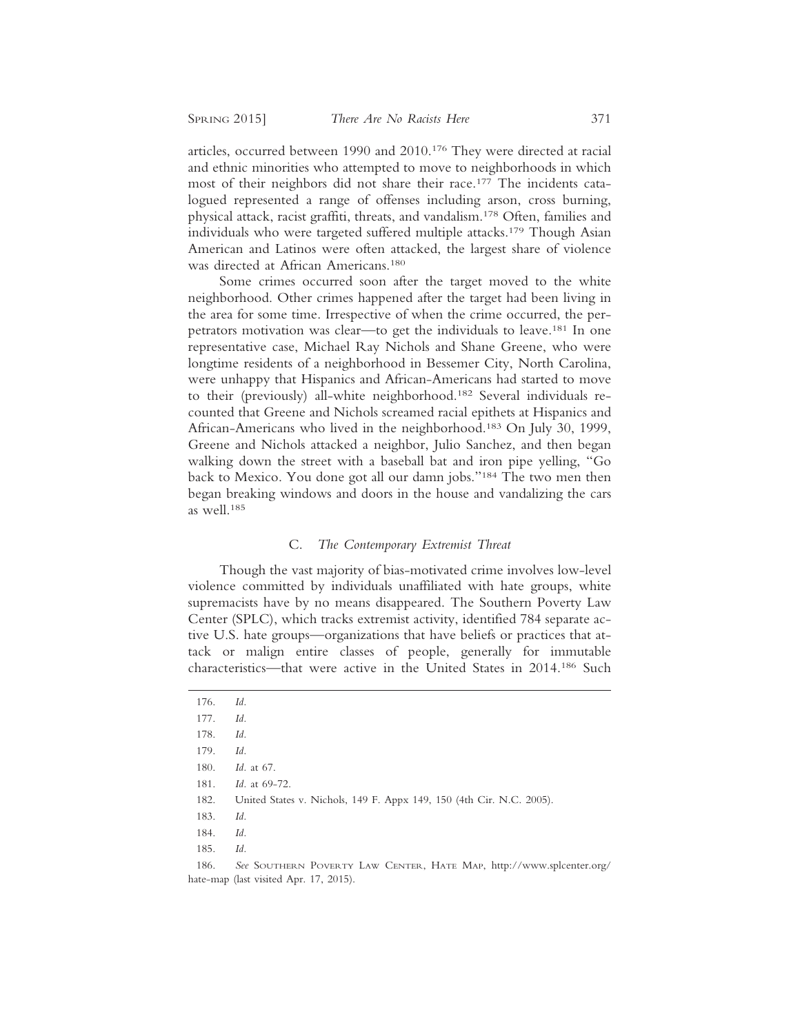articles, occurred between 1990 and 2010.[176] They were directed at racial and ethnic minorities who attempted to move to neighborhoods in which most of their neighbors did not share their race.[177] The incidents catalogued represented a range of offenses including arson, cross burning, physical attack, racist graffiti, threats, and vandalism.[178] Often, families and individuals who were targeted suffered multiple attacks.[179] Though Asian American and Latinos were often attacked, the largest share of violence was directed at African Americans.[180]

Some crimes occurred soon after the target moved to the white neighborhood. Other crimes happened after the target had been living in the area for some time. Irrespective of when the crime occurred, the perpetrators motivation was clear—to get the individuals to leave.[181] In one representative case, Michael Ray Nichols and Shane Greene, who were longtime residents of a neighborhood in Bessemer City, North Carolina, were unhappy that Hispanics and African-Americans had started to move to their (previously) all-white neighborhood.[182] Several individuals recounted that Greene and Nichols screamed racial epithets at Hispanics and African-Americans who lived in the neighborhood.[183] On July 30, 1999, Greene and Nichols attacked a neighbor, Julio Sanchez, and then began walking down the street with a baseball bat and iron pipe yelling, "Go back to Mexico. You done got all our damn jobs."[184] The two men then began breaking windows and doors in the house and vandalizing the cars as well.[185]

### C. *The Contemporary Extremist Threat*

Though the vast majority of bias-motivated crime involves low-level violence committed by individuals unaffiliated with hate groups, white supremacists have by no means disappeared. The Southern Poverty Law Center (SPLC), which tracks extremist activity, identified 784 separate active U.S. hate groups—organizations that have beliefs or practices that attack or malign entire classes of people, generally for immutable characteristics—that were active in the United States in 2014.[186] Such

---

176. *Id.*

177. *Id.*

178. *Id.*

179. *Id.*

180. *Id.* at 67.

181. *Id.* at 69-72.

182. United States v. Nichols, 149 F. Appx 149, 150 (4th Cir. N.C. 2005).

183. *Id.*

184. *Id.*

185. *Id.*

186. *See* Southern Poverty Law Center, Hate Map, http://www.splcenter.org/hate-map (last visited Apr. 17, 2015).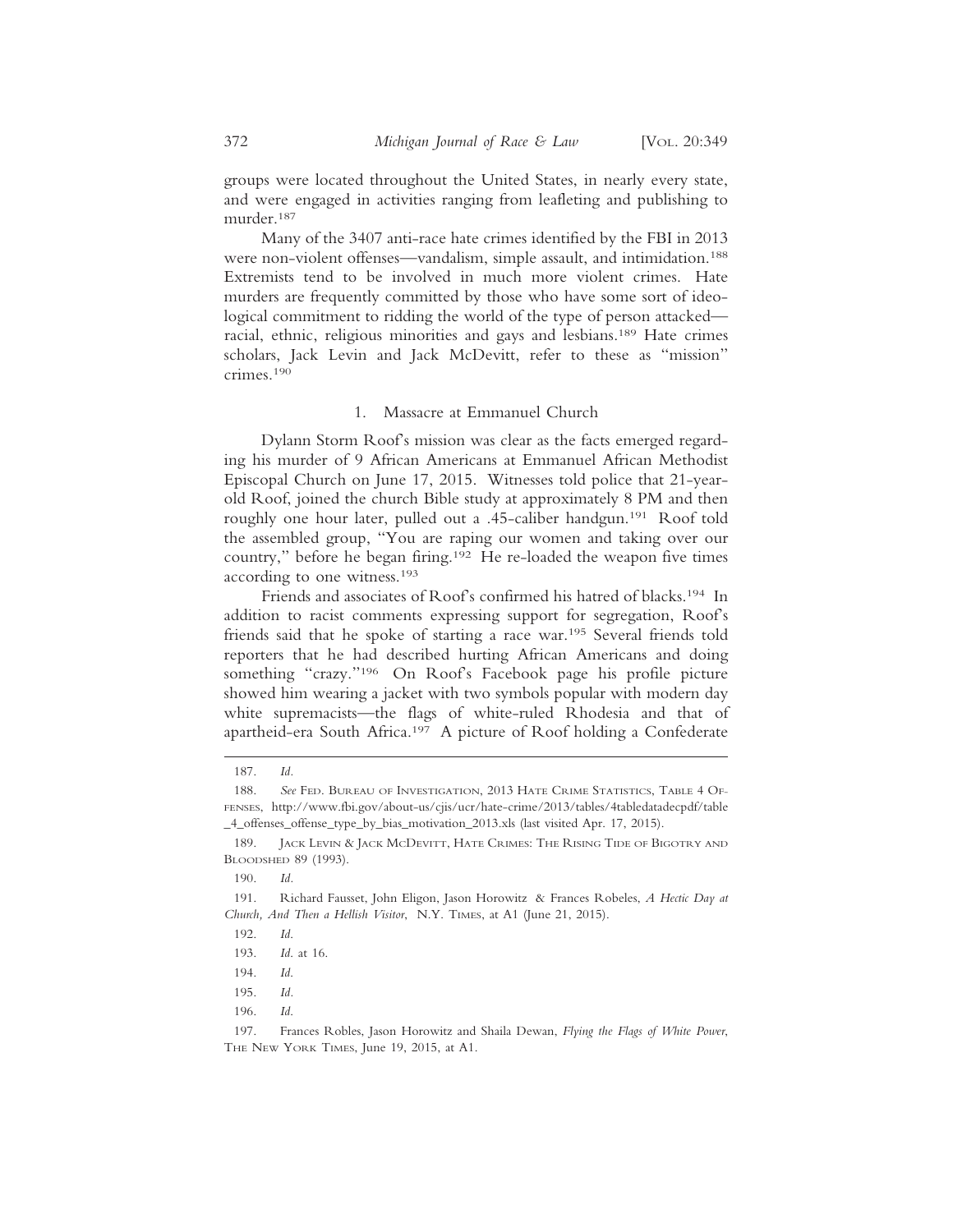groups were located throughout the United States, in nearly every state, and were engaged in activities ranging from leafleting and publishing to murder.[187]

Many of the 3407 anti-race hate crimes identified by the FBI in 2013 were non-violent offenses—vandalism, simple assault, and intimidation.[188] Extremists tend to be involved in much more violent crimes. Hate murders are frequently committed by those who have some sort of ideological commitment to ridding the world of the type of person attacked—racial, ethnic, religious minorities and gays and lesbians.[189] Hate crimes scholars, Jack Levin and Jack McDevitt, refer to these as "mission" crimes.[190]

### 1. Massacre at Emmanuel Church

Dylann Storm Roof's mission was clear as the facts emerged regarding his murder of 9 African Americans at Emmanuel African Methodist Episcopal Church on June 17, 2015. Witnesses told police that 21-year-old Roof, joined the church Bible study at approximately 8 PM and then roughly one hour later, pulled out a .45-caliber handgun.[191] Roof told the assembled group, "You are raping our women and taking over our country," before he began firing.[192] He re-loaded the weapon five times according to one witness.[193]

Friends and associates of Roof's confirmed his hatred of blacks.[194] In addition to racist comments expressing support for segregation, Roof's friends said that he spoke of starting a race war.[195] Several friends told reporters that he had described hurting African Americans and doing something "crazy."[196] On Roof's Facebook page his profile picture showed him wearing a jacket with two symbols popular with modern day white supremacists—the flags of white-ruled Rhodesia and that of apartheid-era South Africa.[197] A picture of Roof holding a Confederate

---

187. *Id.*

188. *See* Fed. Bureau of Investigation, 2013 Hate Crime Statistics, Table 4 Offenses, http://www.fbi.gov/about-us/cjis/ucr/hate-crime/2013/tables/4tabledatadecpdf/table_4_offenses_offense_type_by_bias_motivation_2013.xls (last visited Apr. 17, 2015).

189. Jack Levin & Jack McDevitt, Hate Crimes: The Rising Tide of Bigotry and Bloodshed 89 (1993).

190. *Id.*

191. Richard Fausset, John Eligon, Jason Horowitz & Frances Robeles, *A Hectic Day at Church, And Then a Hellish Visitor*, N.Y. Times, at A1 (June 21, 2015).

192. *Id.*

193. *Id.* at 16.

194. *Id.*

195. *Id.*

196. *Id.*

197. Frances Robles, Jason Horowitz and Shaila Dewan, *Flying the Flags of White Power*, The New York Times, June 19, 2015, at A1.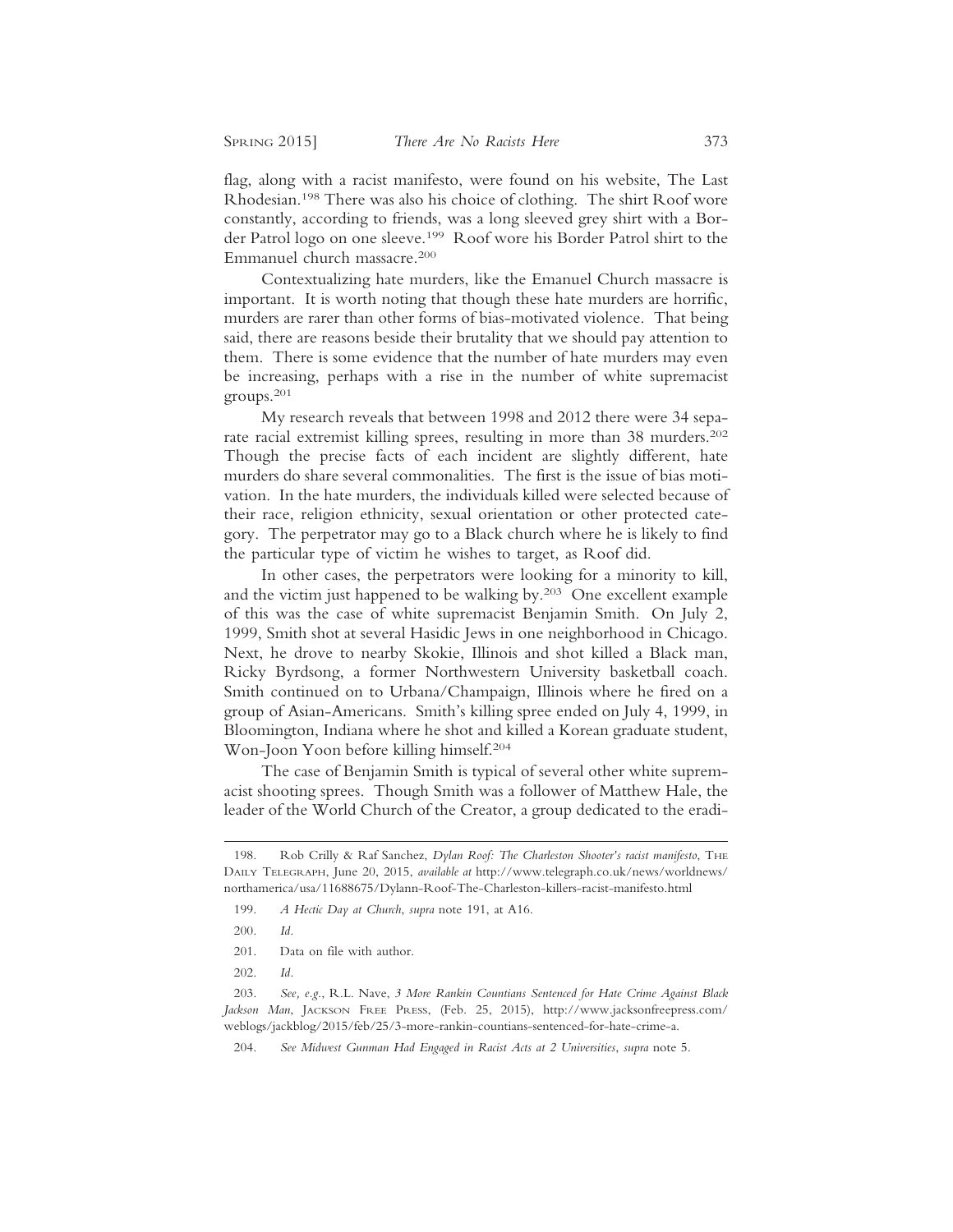flag, along with a racist manifesto, were found on his website, The Last Rhodesian.[198] There was also his choice of clothing. The shirt Roof wore constantly, according to friends, was a long sleeved grey shirt with a Border Patrol logo on one sleeve.[199] Roof wore his Border Patrol shirt to the Emmanuel church massacre.[200]

Contextualizing hate murders, like the Emanuel Church massacre is important. It is worth noting that though these hate murders are horrific, murders are rarer than other forms of bias-motivated violence. That being said, there are reasons beside their brutality that we should pay attention to them. There is some evidence that the number of hate murders may even be increasing, perhaps with a rise in the number of white supremacist groups.[201]

My research reveals that between 1998 and 2012 there were 34 separate racial extremist killing sprees, resulting in more than 38 murders.[202] Though the precise facts of each incident are slightly different, hate murders do share several commonalities. The first is the issue of bias motivation. In the hate murders, the individuals killed were selected because of their race, religion ethnicity, sexual orientation or other protected category. The perpetrator may go to a Black church where he is likely to find the particular type of victim he wishes to target, as Roof did.

In other cases, the perpetrators were looking for a minority to kill, and the victim just happened to be walking by.[203] One excellent example of this was the case of white supremacist Benjamin Smith. On July 2, 1999, Smith shot at several Hasidic Jews in one neighborhood in Chicago. Next, he drove to nearby Skokie, Illinois and shot killed a Black man, Ricky Byrdsong, a former Northwestern University basketball coach. Smith continued on to Urbana/Champaign, Illinois where he fired on a group of Asian-Americans. Smith's killing spree ended on July 4, 1999, in Bloomington, Indiana where he shot and killed a Korean graduate student, Won-Joon Yoon before killing himself.[204]

The case of Benjamin Smith is typical of several other white supremacist shooting sprees. Though Smith was a follower of Matthew Hale, the leader of the World Church of the Creator, a group dedicated to the eradi-

---

198. Rob Crilly & Raf Sanchez, *Dylan Roof: The Charleston Shooter's racist manifesto*, The Daily Telegraph, June 20, 2015, *available at* http://www.telegraph.co.uk/news/worldnews/northamerica/usa/11688675/Dylann-Roof-The-Charleston-killers-racist-manifesto.html

199. *A Hectic Day at Church*, *supra* note 191, at A16.

200. *Id.*

201. Data on file with author.

202. *Id.*

203. *See, e.g.*, R.L. Nave, *3 More Rankin Countians Sentenced for Hate Crime Against Black Jackson Man*, Jackson Free Press, (Feb. 25, 2015), http://www.jacksonfreepress.com/weblogs/jackblog/2015/feb/25/3-more-rankin-countians-sentenced-for-hate-crime-a.

204. *See Midwest Gunman Had Engaged in Racist Acts at 2 Universities*, *supra* note 5.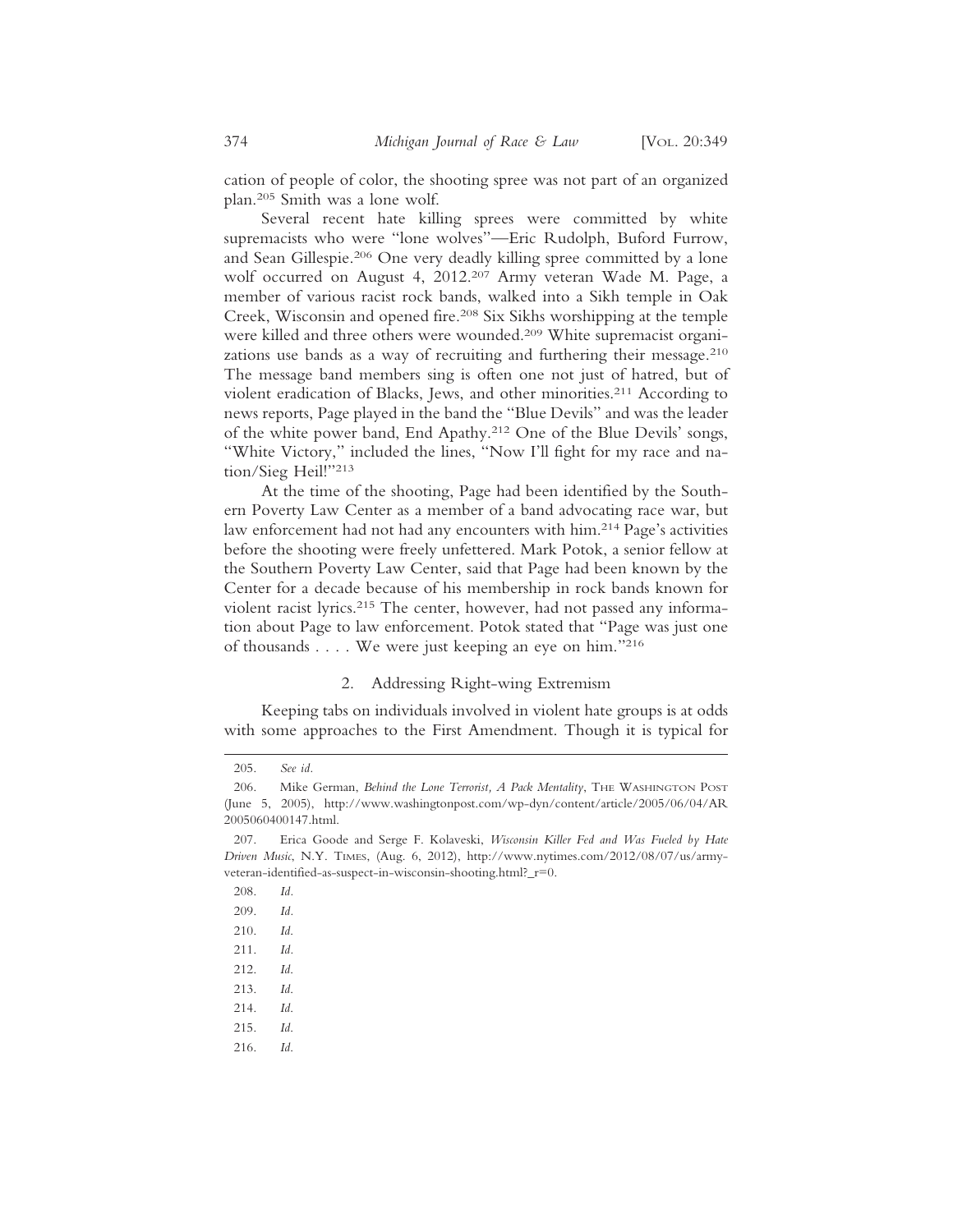cation of people of color, the shooting spree was not part of an organized plan.[205] Smith was a lone wolf.

Several recent hate killing sprees were committed by white supremacists who were "lone wolves"—Eric Rudolph, Buford Furrow, and Sean Gillespie.[206] One very deadly killing spree committed by a lone wolf occurred on August 4, 2012.[207] Army veteran Wade M. Page, a member of various racist rock bands, walked into a Sikh temple in Oak Creek, Wisconsin and opened fire.[208] Six Sikhs worshipping at the temple were killed and three others were wounded.[209] White supremacist organizations use bands as a way of recruiting and furthering their message.[210] The message band members sing is often one not just of hatred, but of violent eradication of Blacks, Jews, and other minorities.[211] According to news reports, Page played in the band the "Blue Devils" and was the leader of the white power band, End Apathy.[212] One of the Blue Devils' songs, "White Victory," included the lines, "Now I'll fight for my race and nation/Sieg Heil!"[213]

At the time of the shooting, Page had been identified by the Southern Poverty Law Center as a member of a band advocating race war, but law enforcement had not had any encounters with him.[214] Page's activities before the shooting were freely unfettered. Mark Potok, a senior fellow at the Southern Poverty Law Center, said that Page had been known by the Center for a decade because of his membership in rock bands known for violent racist lyrics.[215] The center, however, had not passed any information about Page to law enforcement. Potok stated that "Page was just one of thousands . . . . We were just keeping an eye on him."[216]

### 2. Addressing Right-wing Extremism

Keeping tabs on individuals involved in violent hate groups is at odds with some approaches to the First Amendment. Though it is typical for

---

205. *See id.*

206. Mike German, *Behind the Lone Terrorist, A Pack Mentality*, THE WASHINGTON POST (June 5, 2005), http://www.washingtonpost.com/wp-dyn/content/article/2005/06/04/AR2005060400147.html.

207. Erica Goode and Serge F. Kolaveski, *Wisconsin Killer Fed and Was Fueled by Hate Driven Music*, N.Y. TIMES, (Aug. 6, 2012), http://www.nytimes.com/2012/08/07/us/army-veteran-identified-as-suspect-in-wisconsin-shooting.html?_r=0.

208. *Id.*

209. *Id.*

210. *Id.*

211. *Id.*

212. *Id.*

213. *Id.*

214. *Id.*

215. *Id.*

216. *Id.*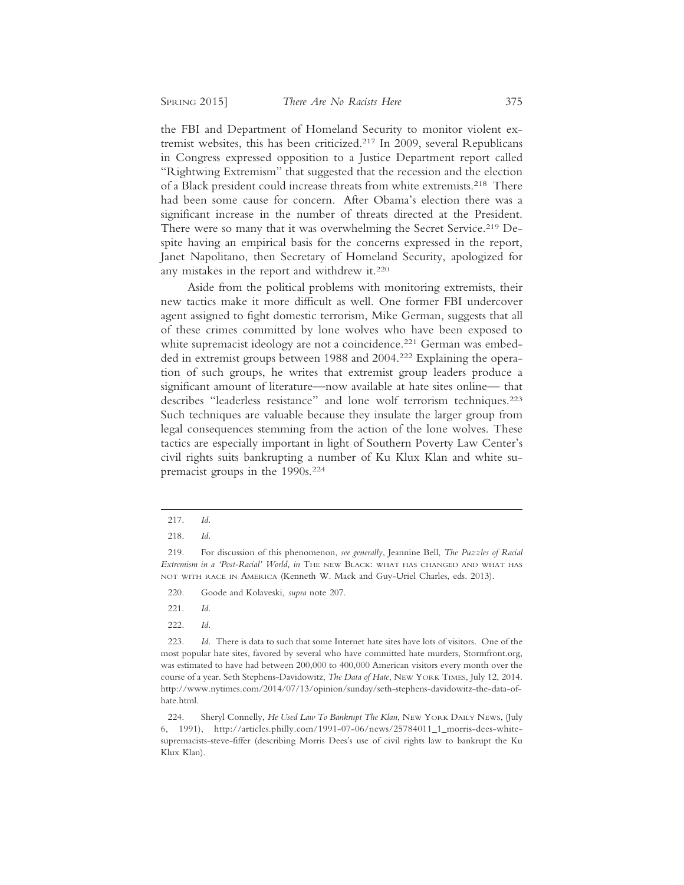the FBI and Department of Homeland Security to monitor violent extremist websites, this has been criticized.[217] In 2009, several Republicans in Congress expressed opposition to a Justice Department report called "Rightwing Extremism" that suggested that the recession and the election of a Black president could increase threats from white extremists.[218] There had been some cause for concern. After Obama's election there was a significant increase in the number of threats directed at the President. There were so many that it was overwhelming the Secret Service.[219] Despite having an empirical basis for the concerns expressed in the report, Janet Napolitano, then Secretary of Homeland Security, apologized for any mistakes in the report and withdrew it.[220]

Aside from the political problems with monitoring extremists, their new tactics make it more difficult as well. One former FBI undercover agent assigned to fight domestic terrorism, Mike German, suggests that all of these crimes committed by lone wolves who have been exposed to white supremacist ideology are not a coincidence.[221] German was embedded in extremist groups between 1988 and 2004.[222] Explaining the operation of such groups, he writes that extremist group leaders produce a significant amount of literature—now available at hate sites online— that describes "leaderless resistance" and lone wolf terrorism techniques.[223] Such techniques are valuable because they insulate the larger group from legal consequences stemming from the action of the lone wolves. These tactics are especially important in light of Southern Poverty Law Center's civil rights suits bankrupting a number of Ku Klux Klan and white supremacist groups in the 1990s.[224]

---

217. *Id.*

218. *Id.*

219. For discussion of this phenomenon, *see generally*, Jeannine Bell, *The Puzzles of Racial Extremism in a 'Post-Racial' World, in* THE NEW BLACK: WHAT HAS CHANGED AND WHAT HAS NOT WITH RACE IN AMERICA (Kenneth W. Mack and Guy-Uriel Charles, eds. 2013).

220. Goode and Kolaveski*, supra* note 207.

221. *Id.*

222. *Id.*

223. *Id.* There is data to such that some Internet hate sites have lots of visitors. One of the most popular hate sites, favored by several who have committed hate murders, Stormfront.org, was estimated to have had between 200,000 to 400,000 American visitors every month over the course of a year. Seth Stephens-Davidowitz, *The Data of Hate*, NEW YORK TIMES, July 12, 2014. http://www.nytimes.com/2014/07/13/opinion/sunday/seth-stephens-davidowitz-the-data-of-hate.html.

224. Sheryl Connelly, *He Used Law To Bankrupt The Klan*, NEW YORK DAILY NEWS, (July 6, 1991), http://articles.philly.com/1991-07-06/news/25784011_1_morris-dees-white-supremacists-steve-fiffer (describing Morris Dees's use of civil rights law to bankrupt the Ku Klux Klan).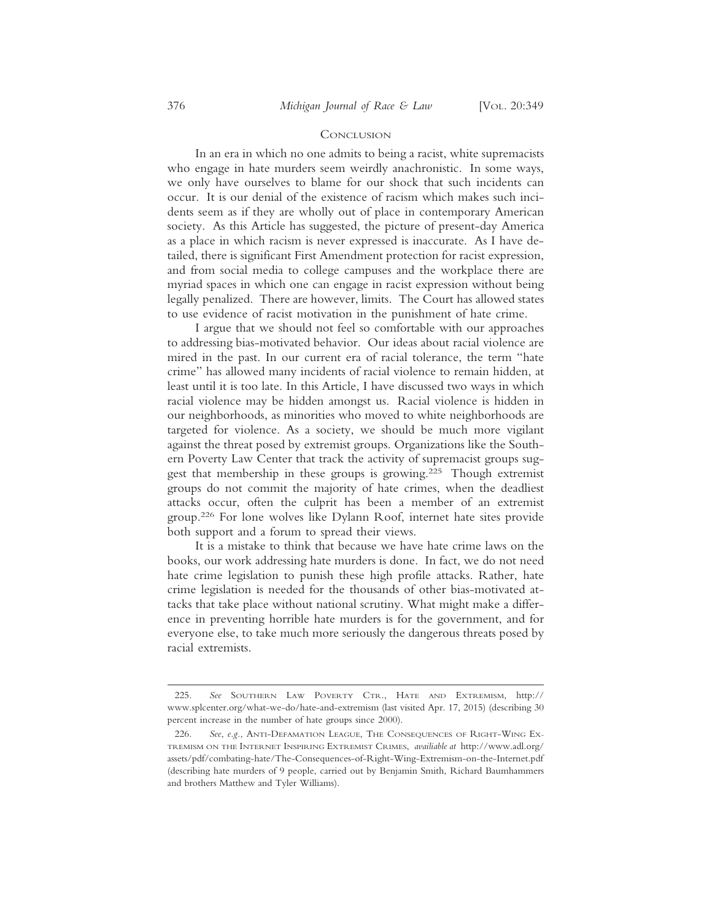## CONCLUSION

In an era in which no one admits to being a racist, white supremacists who engage in hate murders seem weirdly anachronistic. In some ways, we only have ourselves to blame for our shock that such incidents can occur. It is our denial of the existence of racism which makes such incidents seem as if they are wholly out of place in contemporary American society. As this Article has suggested, the picture of present-day America as a place in which racism is never expressed is inaccurate. As I have detailed, there is significant First Amendment protection for racist expression, and from social media to college campuses and the workplace there are myriad spaces in which one can engage in racist expression without being legally penalized. There are however, limits. The Court has allowed states to use evidence of racist motivation in the punishment of hate crime.

I argue that we should not feel so comfortable with our approaches to addressing bias-motivated behavior. Our ideas about racial violence are mired in the past. In our current era of racial tolerance, the term "hate crime" has allowed many incidents of racial violence to remain hidden, at least until it is too late. In this Article, I have discussed two ways in which racial violence may be hidden amongst us. Racial violence is hidden in our neighborhoods, as minorities who moved to white neighborhoods are targeted for violence. As a society, we should be much more vigilant against the threat posed by extremist groups. Organizations like the Southern Poverty Law Center that track the activity of supremacist groups suggest that membership in these groups is growing.[225] Though extremist groups do not commit the majority of hate crimes, when the deadliest attacks occur, often the culprit has been a member of an extremist group.[226] For lone wolves like Dylann Roof, internet hate sites provide both support and a forum to spread their views.

It is a mistake to think that because we have hate crime laws on the books, our work addressing hate murders is done. In fact, we do not need hate crime legislation to punish these high profile attacks. Rather, hate crime legislation is needed for the thousands of other bias-motivated attacks that take place without national scrutiny. What might make a difference in preventing horrible hate murders is for the government, and for everyone else, to take much more seriously the dangerous threats posed by racial extremists.

---

225. *See* SOUTHERN LAW POVERTY CTR., HATE AND EXTREMISM, http://www.splcenter.org/what-we-do/hate-and-extremism (last visited Apr. 17, 2015) (describing 30 percent increase in the number of hate groups since 2000).

226. *See, e.g.*, ANTI-DEFAMATION LEAGUE, THE CONSEQUENCES OF RIGHT-WING EXTREMISM ON THE INTERNET INSPIRING EXTREMIST CRIMES, *availiable at* http://www.adl.org/assets/pdf/combating-hate/The-Consequences-of-Right-Wing-Extremism-on-the-Internet.pdf (describing hate murders of 9 people, carried out by Benjamin Smith, Richard Baumhammers and brothers Matthew and Tyler Williams).